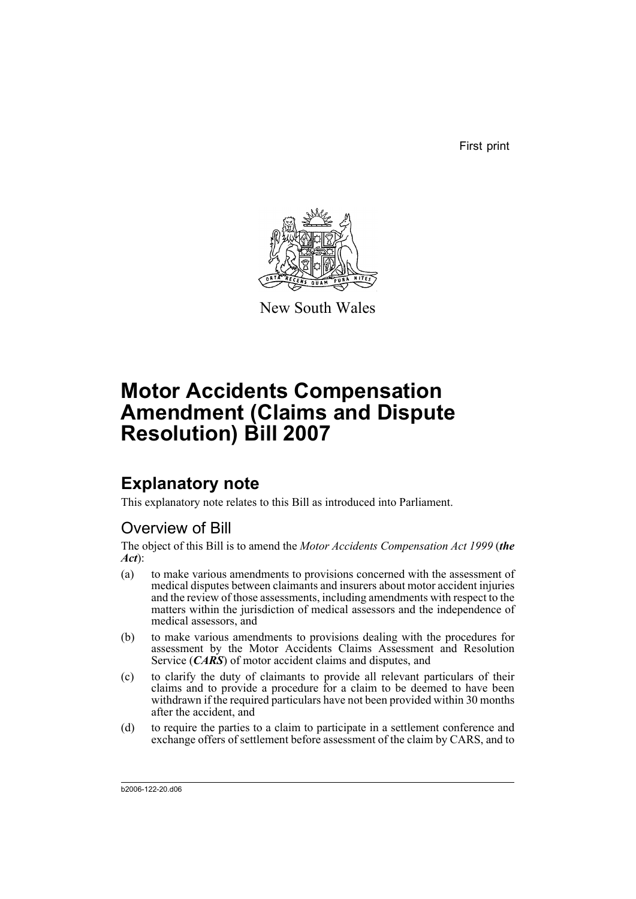First print

New South Wales

# Motor Accidents Compensation Amendment (Claims and Dispute Resolution) Bill 2007

## Explanatory note

This explanatory note relates to this Bill as introduced into Parliament.

### Overview of Bill

The object of this Bill is to amend the *Motor Accidents Compensation Act 1999* (***the Act***):

(a) to make various amendments to provisions concerned with the assessment of medical disputes between claimants and insurers about motor accident injuries and the review of those assessments, including amendments with respect to the matters within the jurisdiction of medical assessors and the independence of medical assessors, and

(b) to make various amendments to provisions dealing with the procedures for assessment by the Motor Accidents Claims Assessment and Resolution Service (***CARS***) of motor accident claims and disputes, and

(c) to clarify the duty of claimants to provide all relevant particulars of their claims and to provide a procedure for a claim to be deemed to have been withdrawn if the required particulars have not been provided within 30 months after the accident, and

(d) to require the parties to a claim to participate in a settlement conference and exchange offers of settlement before assessment of the claim by CARS, and to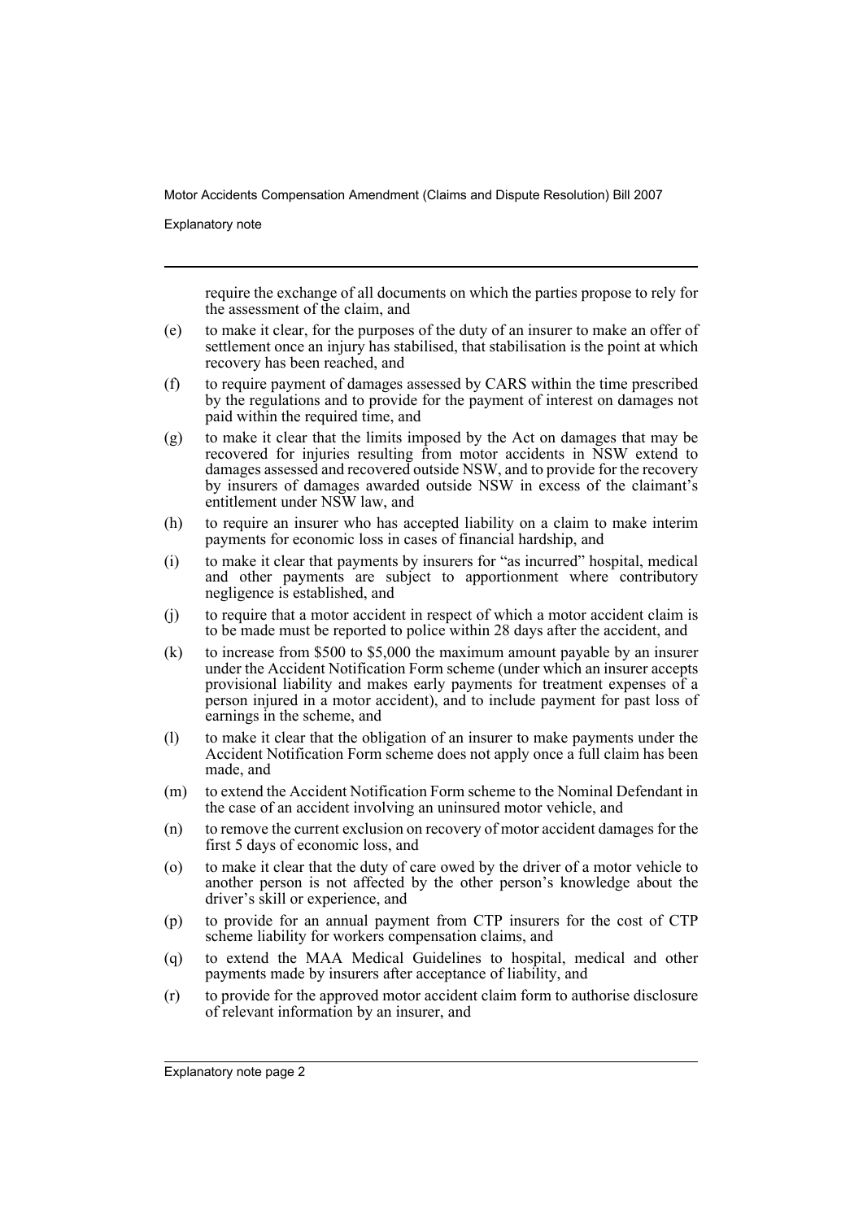require the exchange of all documents on which the parties propose to rely for the assessment of the claim, and

(e) to make it clear, for the purposes of the duty of an insurer to make an offer of settlement once an injury has stabilised, that stabilisation is the point at which recovery has been reached, and

(f) to require payment of damages assessed by CARS within the time prescribed by the regulations and to provide for the payment of interest on damages not paid within the required time, and

(g) to make it clear that the limits imposed by the Act on damages that may be recovered for injuries resulting from motor accidents in NSW extend to damages assessed and recovered outside NSW, and to provide for the recovery by insurers of damages awarded outside NSW in excess of the claimant's entitlement under NSW law, and

(h) to require an insurer who has accepted liability on a claim to make interim payments for economic loss in cases of financial hardship, and

(i) to make it clear that payments by insurers for "as incurred" hospital, medical and other payments are subject to apportionment where contributory negligence is established, and

(j) to require that a motor accident in respect of which a motor accident claim is to be made must be reported to police within 28 days after the accident, and

(k) to increase from $500 to $5,000 the maximum amount payable by an insurer under the Accident Notification Form scheme (under which an insurer accepts provisional liability and makes early payments for treatment expenses of a person injured in a motor accident), and to include payment for past loss of earnings in the scheme, and

(l) to make it clear that the obligation of an insurer to make payments under the Accident Notification Form scheme does not apply once a full claim has been made, and

(m) to extend the Accident Notification Form scheme to the Nominal Defendant in the case of an accident involving an uninsured motor vehicle, and

(n) to remove the current exclusion on recovery of motor accident damages for the first 5 days of economic loss, and

(o) to make it clear that the duty of care owed by the driver of a motor vehicle to another person is not affected by the other person's knowledge about the driver's skill or experience, and

(p) to provide for an annual payment from CTP insurers for the cost of CTP scheme liability for workers compensation claims, and

(q) to extend the MAA Medical Guidelines to hospital, medical and other payments made by insurers after acceptance of liability, and

(r) to provide for the approved motor accident claim form to authorise disclosure of relevant information by an insurer, and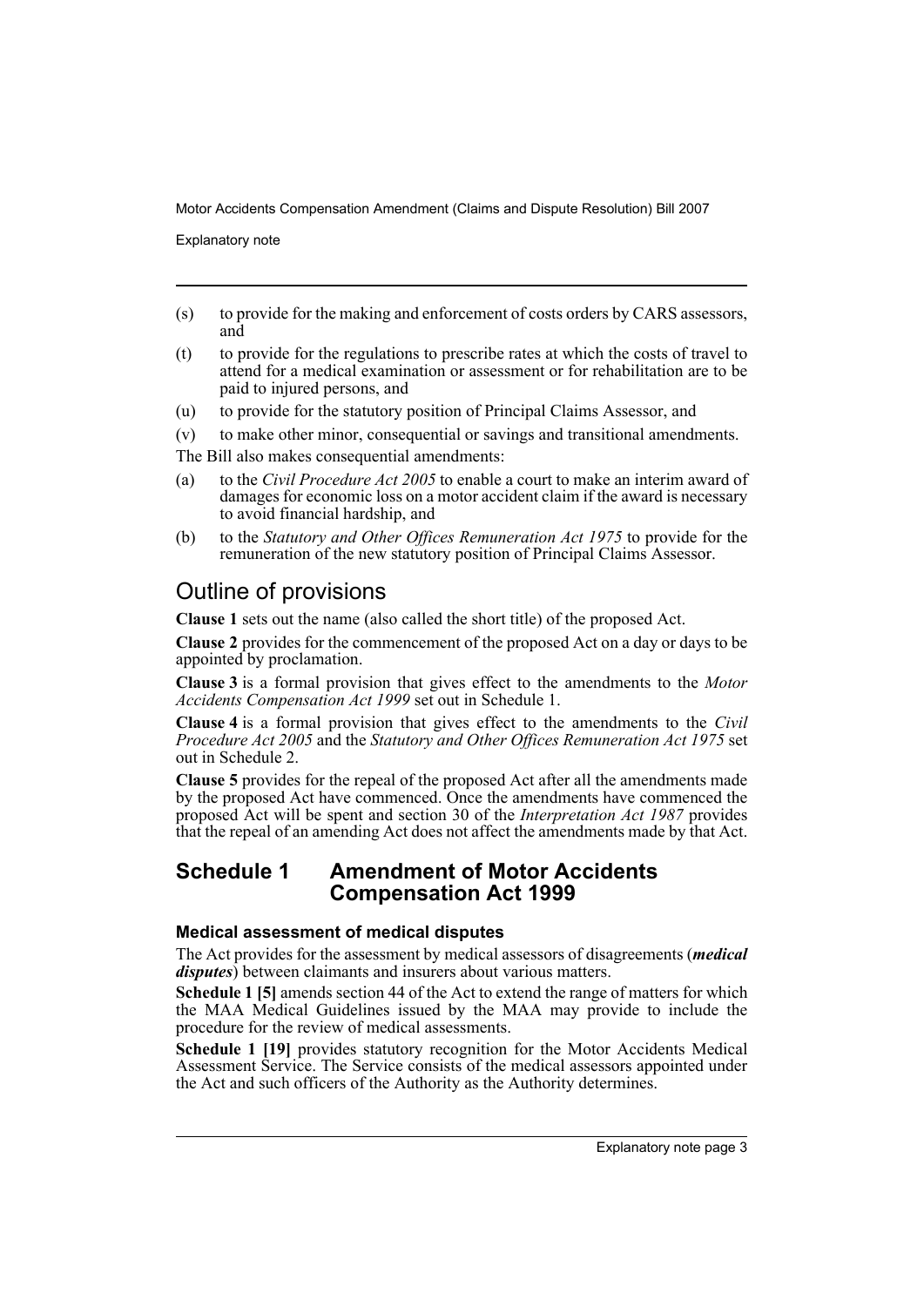(s) to provide for the making and enforcement of costs orders by CARS assessors, and

(t) to provide for the regulations to prescribe rates at which the costs of travel to attend for a medical examination or assessment or for rehabilitation are to be paid to injured persons, and

(u) to provide for the statutory position of Principal Claims Assessor, and

(v) to make other minor, consequential or savings and transitional amendments.

The Bill also makes consequential amendments:

(a) to the *Civil Procedure Act 2005* to enable a court to make an interim award of damages for economic loss on a motor accident claim if the award is necessary to avoid financial hardship, and

(b) to the *Statutory and Other Offices Remuneration Act 1975* to provide for the remuneration of the new statutory position of Principal Claims Assessor.

## Outline of provisions

**Clause 1** sets out the name (also called the short title) of the proposed Act.

**Clause 2** provides for the commencement of the proposed Act on a day or days to be appointed by proclamation.

**Clause 3** is a formal provision that gives effect to the amendments to the *Motor Accidents Compensation Act 1999* set out in Schedule 1.

**Clause 4** is a formal provision that gives effect to the amendments to the *Civil Procedure Act 2005* and the *Statutory and Other Offices Remuneration Act 1975* set out in Schedule 2.

**Clause 5** provides for the repeal of the proposed Act after all the amendments made by the proposed Act have commenced. Once the amendments have commenced the proposed Act will be spent and section 30 of the *Interpretation Act 1987* provides that the repeal of an amending Act does not affect the amendments made by that Act.

## Schedule 1 Amendment of Motor Accidents Compensation Act 1999

### Medical assessment of medical disputes

The Act provides for the assessment by medical assessors of disagreements (***medical disputes***) between claimants and insurers about various matters.

**Schedule 1 [5]** amends section 44 of the Act to extend the range of matters for which the MAA Medical Guidelines issued by the MAA may provide to include the procedure for the review of medical assessments.

**Schedule 1 [19]** provides statutory recognition for the Motor Accidents Medical Assessment Service. The Service consists of the medical assessors appointed under the Act and such officers of the Authority as the Authority determines.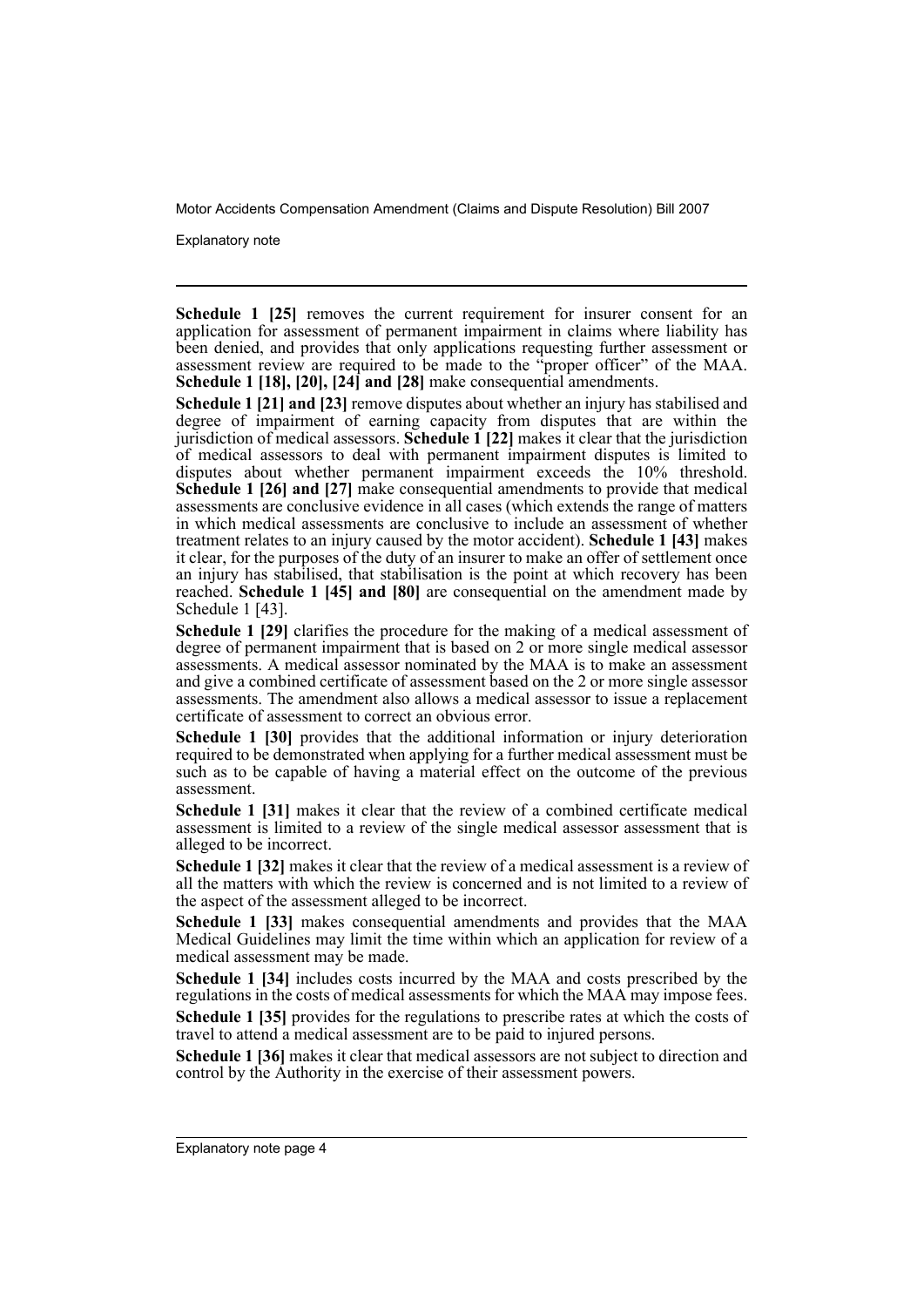**Schedule 1 [25]** removes the current requirement for insurer consent for an application for assessment of permanent impairment in claims where liability has been denied, and provides that only applications requesting further assessment or assessment review are required to be made to the "proper officer" of the MAA. **Schedule 1 [18], [20], [24] and [28]** make consequential amendments.

**Schedule 1 [21] and [23]** remove disputes about whether an injury has stabilised and degree of impairment of earning capacity from disputes that are within the jurisdiction of medical assessors. **Schedule 1 [22]** makes it clear that the jurisdiction of medical assessors to deal with permanent impairment disputes is limited to disputes about whether permanent impairment exceeds the 10% threshold. **Schedule 1 [26] and [27]** make consequential amendments to provide that medical assessments are conclusive evidence in all cases (which extends the range of matters in which medical assessments are conclusive to include an assessment of whether treatment relates to an injury caused by the motor accident). **Schedule 1 [43]** makes it clear, for the purposes of the duty of an insurer to make an offer of settlement once an injury has stabilised, that stabilisation is the point at which recovery has been reached. **Schedule 1 [45] and [80]** are consequential on the amendment made by Schedule 1 [43].

**Schedule 1 [29]** clarifies the procedure for the making of a medical assessment of degree of permanent impairment that is based on 2 or more single medical assessor assessments. A medical assessor nominated by the MAA is to make an assessment and give a combined certificate of assessment based on the 2 or more single assessor assessments. The amendment also allows a medical assessor to issue a replacement certificate of assessment to correct an obvious error.

**Schedule 1 [30]** provides that the additional information or injury deterioration required to be demonstrated when applying for a further medical assessment must be such as to be capable of having a material effect on the outcome of the previous assessment.

**Schedule 1 [31]** makes it clear that the review of a combined certificate medical assessment is limited to a review of the single medical assessor assessment that is alleged to be incorrect.

**Schedule 1 [32]** makes it clear that the review of a medical assessment is a review of all the matters with which the review is concerned and is not limited to a review of the aspect of the assessment alleged to be incorrect.

**Schedule 1 [33]** makes consequential amendments and provides that the MAA Medical Guidelines may limit the time within which an application for review of a medical assessment may be made.

**Schedule 1 [34]** includes costs incurred by the MAA and costs prescribed by the regulations in the costs of medical assessments for which the MAA may impose fees.

**Schedule 1 [35]** provides for the regulations to prescribe rates at which the costs of travel to attend a medical assessment are to be paid to injured persons.

**Schedule 1 [36]** makes it clear that medical assessors are not subject to direction and control by the Authority in the exercise of their assessment powers.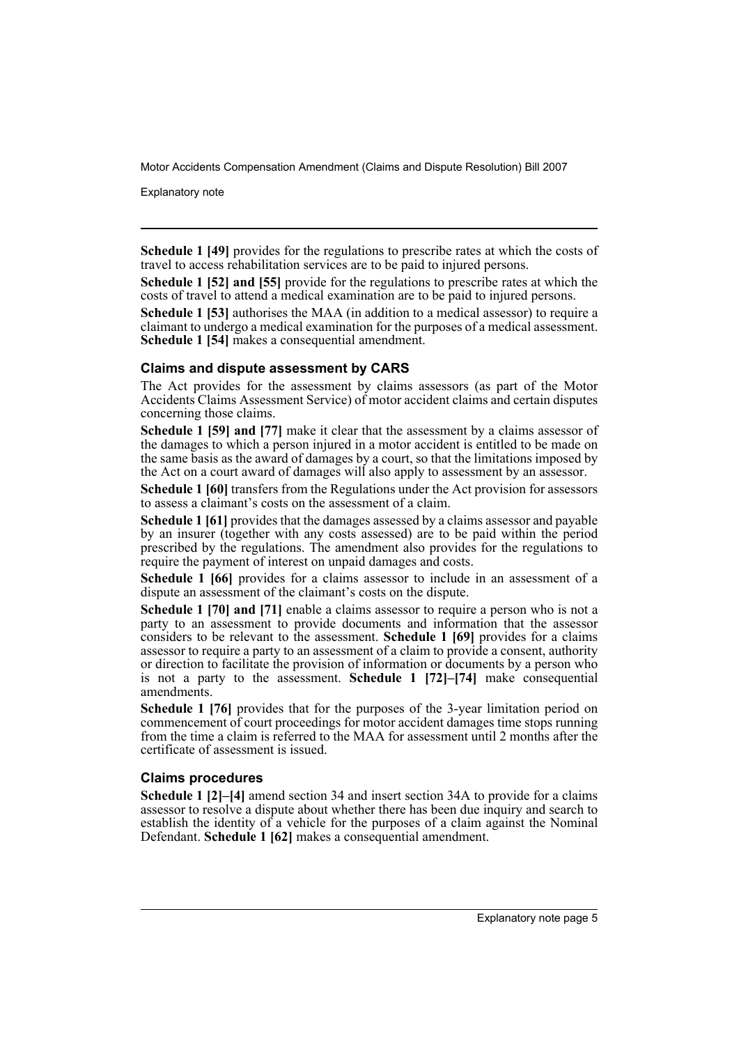**Schedule 1 [49]** provides for the regulations to prescribe rates at which the costs of travel to access rehabilitation services are to be paid to injured persons.

**Schedule 1 [52] and [55]** provide for the regulations to prescribe rates at which the costs of travel to attend a medical examination are to be paid to injured persons.

**Schedule 1 [53]** authorises the MAA (in addition to a medical assessor) to require a claimant to undergo a medical examination for the purposes of a medical assessment. **Schedule 1 [54]** makes a consequential amendment.

### Claims and dispute assessment by CARS

The Act provides for the assessment by claims assessors (as part of the Motor Accidents Claims Assessment Service) of motor accident claims and certain disputes concerning those claims.

**Schedule 1 [59] and [77]** make it clear that the assessment by a claims assessor of the damages to which a person injured in a motor accident is entitled to be made on the same basis as the award of damages by a court, so that the limitations imposed by the Act on a court award of damages will also apply to assessment by an assessor.

**Schedule 1 [60]** transfers from the Regulations under the Act provision for assessors to assess a claimant's costs on the assessment of a claim.

**Schedule 1 [61]** provides that the damages assessed by a claims assessor and payable by an insurer (together with any costs assessed) are to be paid within the period prescribed by the regulations. The amendment also provides for the regulations to require the payment of interest on unpaid damages and costs.

**Schedule 1 [66]** provides for a claims assessor to include in an assessment of a dispute an assessment of the claimant's costs on the dispute.

**Schedule 1 [70] and [71]** enable a claims assessor to require a person who is not a party to an assessment to provide documents and information that the assessor considers to be relevant to the assessment. **Schedule 1 [69]** provides for a claims assessor to require a party to an assessment of a claim to provide a consent, authority or direction to facilitate the provision of information or documents by a person who is not a party to the assessment. **Schedule 1 [72]–[74]** make consequential amendments.

**Schedule 1 [76]** provides that for the purposes of the 3-year limitation period on commencement of court proceedings for motor accident damages time stops running from the time a claim is referred to the MAA for assessment until 2 months after the certificate of assessment is issued.

### Claims procedures

**Schedule 1 [2]–[4]** amend section 34 and insert section 34A to provide for a claims assessor to resolve a dispute about whether there has been due inquiry and search to establish the identity of a vehicle for the purposes of a claim against the Nominal Defendant. **Schedule 1 [62]** makes a consequential amendment.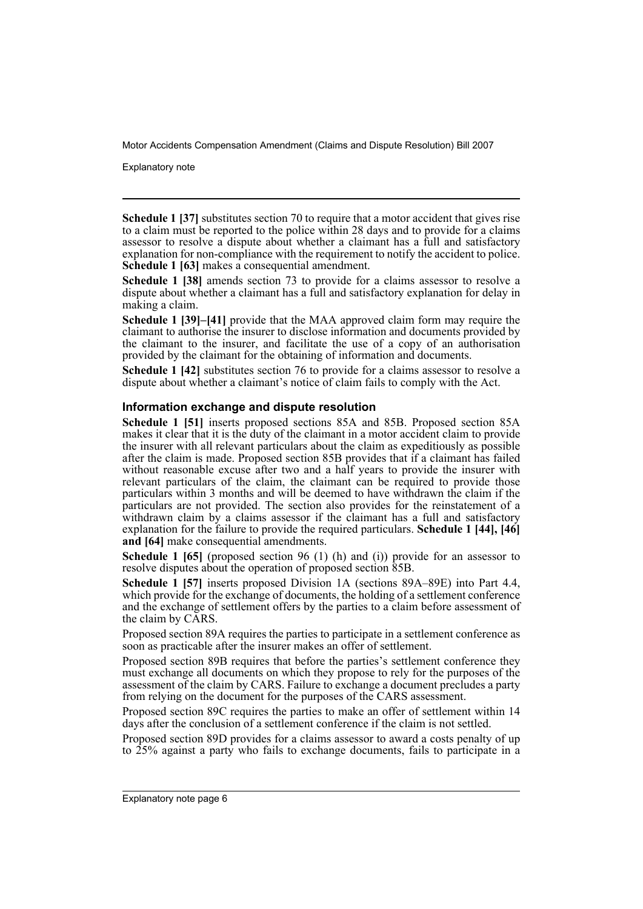**Schedule 1 [37]** substitutes section 70 to require that a motor accident that gives rise to a claim must be reported to the police within 28 days and to provide for a claims assessor to resolve a dispute about whether a claimant has a full and satisfactory explanation for non-compliance with the requirement to notify the accident to police. **Schedule 1 [63]** makes a consequential amendment.

**Schedule 1 [38]** amends section 73 to provide for a claims assessor to resolve a dispute about whether a claimant has a full and satisfactory explanation for delay in making a claim.

**Schedule 1 [39]–[41]** provide that the MAA approved claim form may require the claimant to authorise the insurer to disclose information and documents provided by the claimant to the insurer, and facilitate the use of a copy of an authorisation provided by the claimant for the obtaining of information and documents.

**Schedule 1 [42]** substitutes section 76 to provide for a claims assessor to resolve a dispute about whether a claimant's notice of claim fails to comply with the Act.

### Information exchange and dispute resolution

**Schedule 1 [51]** inserts proposed sections 85A and 85B. Proposed section 85A makes it clear that it is the duty of the claimant in a motor accident claim to provide the insurer with all relevant particulars about the claim as expeditiously as possible after the claim is made. Proposed section 85B provides that if a claimant has failed without reasonable excuse after two and a half years to provide the insurer with relevant particulars of the claim, the claimant can be required to provide those particulars within 3 months and will be deemed to have withdrawn the claim if the particulars are not provided. The section also provides for the reinstatement of a withdrawn claim by a claims assessor if the claimant has a full and satisfactory explanation for the failure to provide the required particulars. **Schedule 1 [44], [46] and [64]** make consequential amendments.

**Schedule 1 [65]** (proposed section 96 (1) (h) and (i)) provide for an assessor to resolve disputes about the operation of proposed section 85B.

**Schedule 1 [57]** inserts proposed Division 1A (sections 89A–89E) into Part 4.4, which provide for the exchange of documents, the holding of a settlement conference and the exchange of settlement offers by the parties to a claim before assessment of the claim by CARS.

Proposed section 89A requires the parties to participate in a settlement conference as soon as practicable after the insurer makes an offer of settlement.

Proposed section 89B requires that before the parties's settlement conference they must exchange all documents on which they propose to rely for the purposes of the assessment of the claim by CARS. Failure to exchange a document precludes a party from relying on the document for the purposes of the CARS assessment.

Proposed section 89C requires the parties to make an offer of settlement within 14 days after the conclusion of a settlement conference if the claim is not settled.

Proposed section 89D provides for a claims assessor to award a costs penalty of up to 25% against a party who fails to exchange documents, fails to participate in a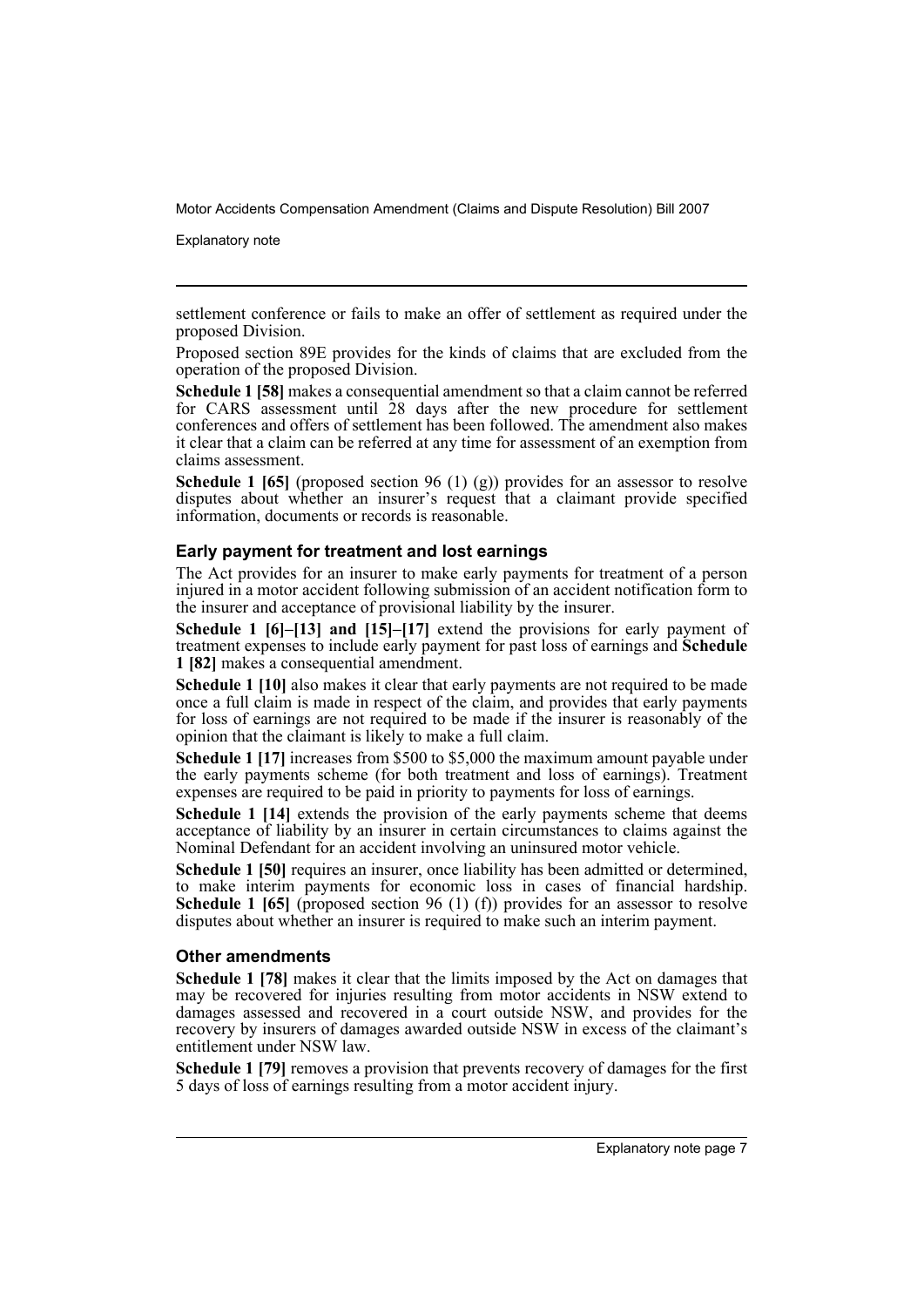settlement conference or fails to make an offer of settlement as required under the proposed Division.

Proposed section 89E provides for the kinds of claims that are excluded from the operation of the proposed Division.

**Schedule 1 [58]** makes a consequential amendment so that a claim cannot be referred for CARS assessment until 28 days after the new procedure for settlement conferences and offers of settlement has been followed. The amendment also makes it clear that a claim can be referred at any time for assessment of an exemption from claims assessment.

**Schedule 1 [65]** (proposed section 96 (1) (g)) provides for an assessor to resolve disputes about whether an insurer's request that a claimant provide specified information, documents or records is reasonable.

### Early payment for treatment and lost earnings

The Act provides for an insurer to make early payments for treatment of a person injured in a motor accident following submission of an accident notification form to the insurer and acceptance of provisional liability by the insurer.

**Schedule 1 [6]–[13] and [15]–[17]** extend the provisions for early payment of treatment expenses to include early payment for past loss of earnings and **Schedule 1 [82]** makes a consequential amendment.

**Schedule 1 [10]** also makes it clear that early payments are not required to be made once a full claim is made in respect of the claim, and provides that early payments for loss of earnings are not required to be made if the insurer is reasonably of the opinion that the claimant is likely to make a full claim.

**Schedule 1 [17]** increases from $500 to $5,000 the maximum amount payable under the early payments scheme (for both treatment and loss of earnings). Treatment expenses are required to be paid in priority to payments for loss of earnings.

**Schedule 1 [14]** extends the provision of the early payments scheme that deems acceptance of liability by an insurer in certain circumstances to claims against the Nominal Defendant for an accident involving an uninsured motor vehicle.

**Schedule 1 [50]** requires an insurer, once liability has been admitted or determined, to make interim payments for economic loss in cases of financial hardship. **Schedule 1 [65]** (proposed section 96 (1) (f)) provides for an assessor to resolve disputes about whether an insurer is required to make such an interim payment.

### Other amendments

**Schedule 1 [78]** makes it clear that the limits imposed by the Act on damages that may be recovered for injuries resulting from motor accidents in NSW extend to damages assessed and recovered in a court outside NSW, and provides for the recovery by insurers of damages awarded outside NSW in excess of the claimant's entitlement under NSW law.

**Schedule 1 [79]** removes a provision that prevents recovery of damages for the first 5 days of loss of earnings resulting from a motor accident injury.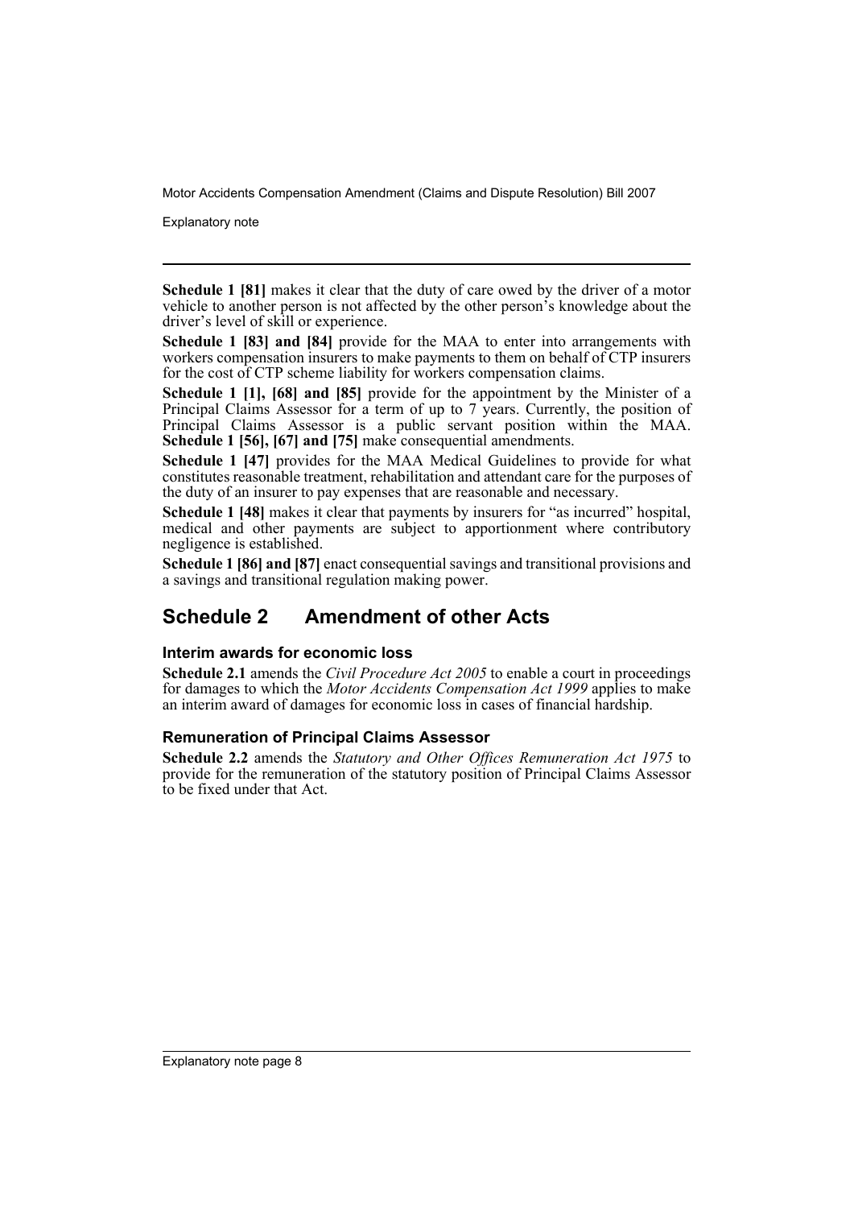**Schedule 1 [81]** makes it clear that the duty of care owed by the driver of a motor vehicle to another person is not affected by the other person's knowledge about the driver's level of skill or experience.

**Schedule 1 [83] and [84]** provide for the MAA to enter into arrangements with workers compensation insurers to make payments to them on behalf of CTP insurers for the cost of CTP scheme liability for workers compensation claims.

**Schedule 1 [1], [68] and [85]** provide for the appointment by the Minister of a Principal Claims Assessor for a term of up to 7 years. Currently, the position of Principal Claims Assessor is a public servant position within the MAA. **Schedule 1 [56], [67] and [75]** make consequential amendments.

**Schedule 1 [47]** provides for the MAA Medical Guidelines to provide for what constitutes reasonable treatment, rehabilitation and attendant care for the purposes of the duty of an insurer to pay expenses that are reasonable and necessary.

**Schedule 1 [48]** makes it clear that payments by insurers for "as incurred" hospital, medical and other payments are subject to apportionment where contributory negligence is established.

**Schedule 1 [86] and [87]** enact consequential savings and transitional provisions and a savings and transitional regulation making power.

## Schedule 2 Amendment of other Acts

### Interim awards for economic loss

**Schedule 2.1** amends the *Civil Procedure Act 2005* to enable a court in proceedings for damages to which the *Motor Accidents Compensation Act 1999* applies to make an interim award of damages for economic loss in cases of financial hardship.

### Remuneration of Principal Claims Assessor

**Schedule 2.2** amends the *Statutory and Other Offices Remuneration Act 1975* to provide for the remuneration of the statutory position of Principal Claims Assessor to be fixed under that Act.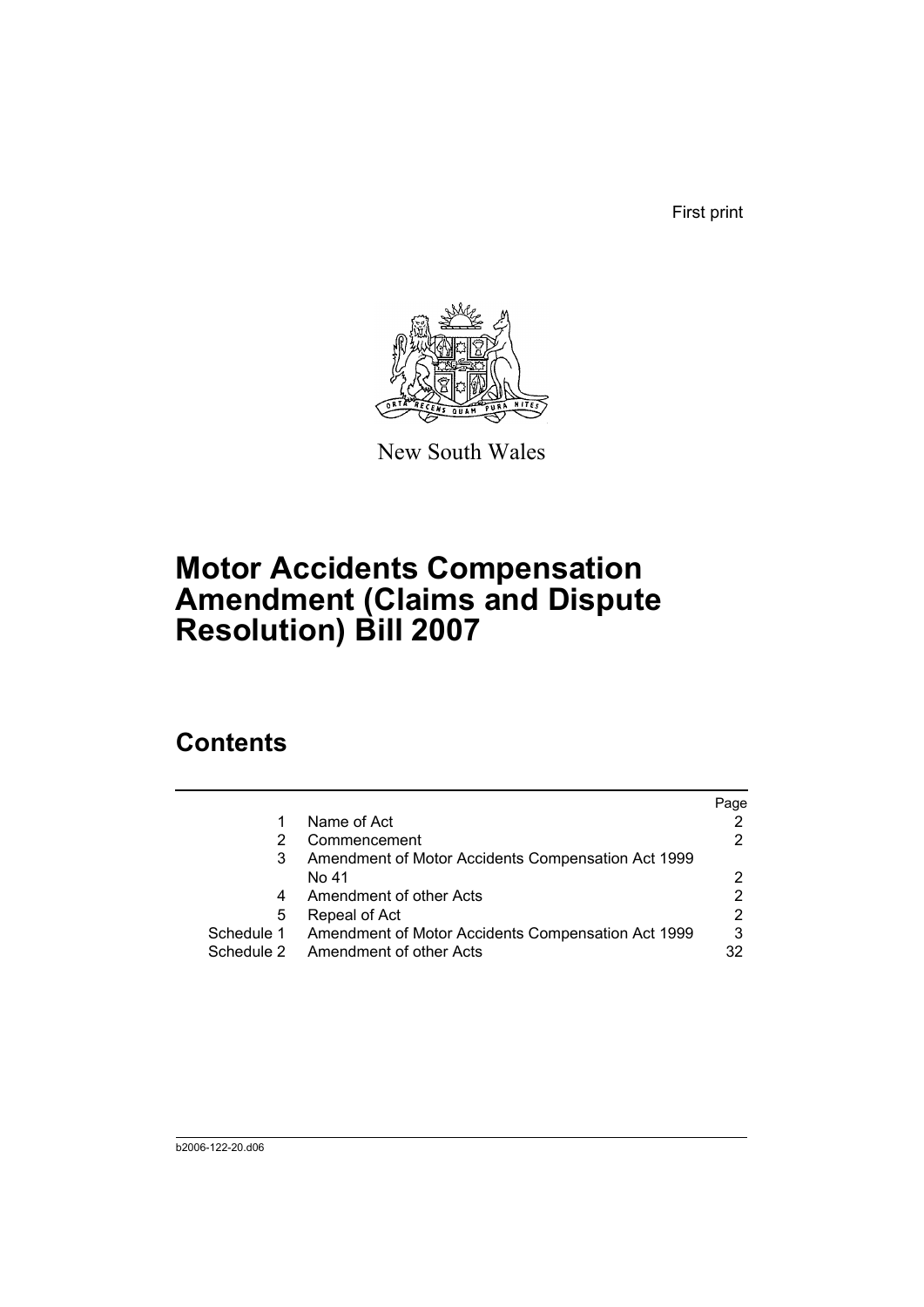First print

New South Wales

# Motor Accidents Compensation Amendment (Claims and Dispute Resolution) Bill 2007

## Contents

| | | Page |
|---|---|---|
| 1 | Name of Act | 2 |
| 2 | Commencement | 2 |
| 3 | Amendment of Motor Accidents Compensation Act 1999 No 41 | 2 |
| 4 | Amendment of other Acts | 2 |
| 5 | Repeal of Act | 2 |
| Schedule 1 | Amendment of Motor Accidents Compensation Act 1999 | 3 |
| Schedule 2 | Amendment of other Acts | 32 |

b2006-122-20.d06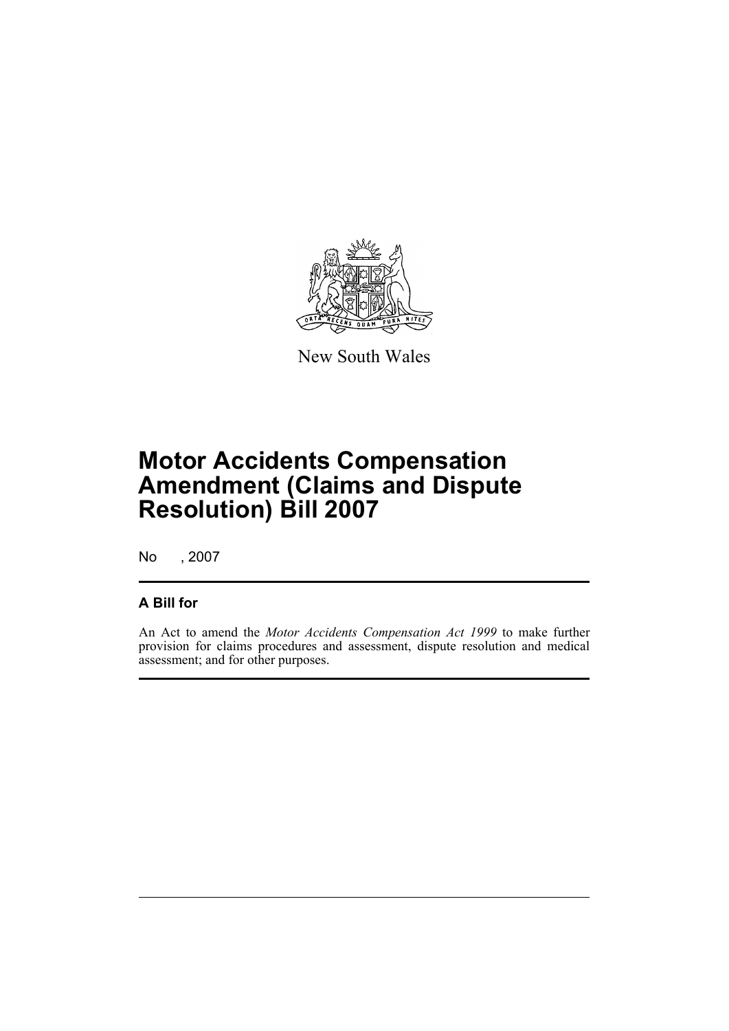New South Wales

# Motor Accidents Compensation Amendment (Claims and Dispute Resolution) Bill 2007

No , 2007

## A Bill for

An Act to amend the *Motor Accidents Compensation Act 1999* to make further provision for claims procedures and assessment, dispute resolution and medical assessment; and for other purposes.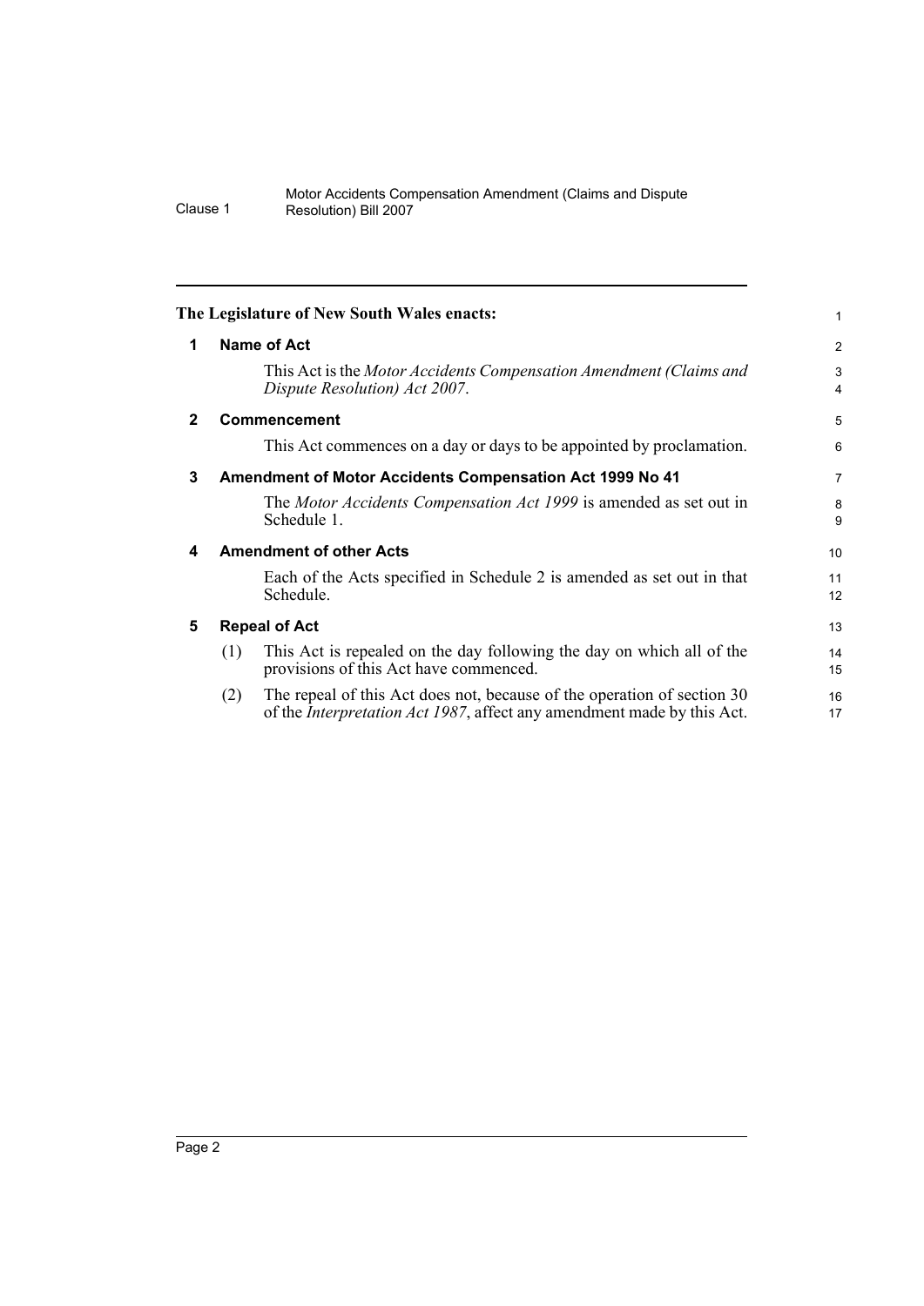**The Legislature of New South Wales enacts:**

## 1 Name of Act

This Act is the *Motor Accidents Compensation Amendment (Claims and Dispute Resolution) Act 2007*.

## 2 Commencement

This Act commences on a day or days to be appointed by proclamation.

## 3 Amendment of Motor Accidents Compensation Act 1999 No 41

The *Motor Accidents Compensation Act 1999* is amended as set out in Schedule 1.

## 4 Amendment of other Acts

Each of the Acts specified in Schedule 2 is amended as set out in that Schedule.

## 5 Repeal of Act

(1) This Act is repealed on the day following the day on which all of the provisions of this Act have commenced.

(2) The repeal of this Act does not, because of the operation of section 30 of the *Interpretation Act 1987*, affect any amendment made by this Act.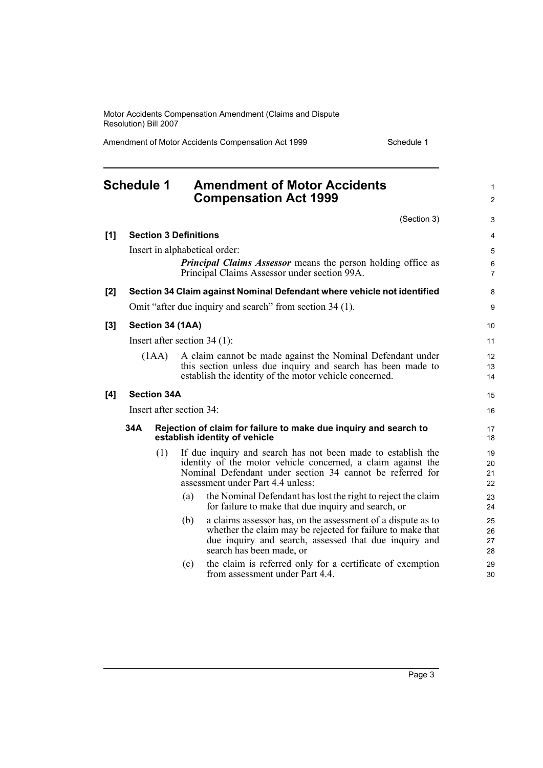## Schedule 1 Amendment of Motor Accidents Compensation Act 1999

(Section 3)

**[1] Section 3 Definitions**

Insert in alphabetical order:

> ***Principal Claims Assessor*** means the person holding office as Principal Claims Assessor under section 99A.

**[2] Section 34 Claim against Nominal Defendant where vehicle not identified**

Omit "after due inquiry and search" from section 34 (1).

**[3] Section 34 (1AA)**

Insert after section 34 (1):

> (1AA) A claim cannot be made against the Nominal Defendant under this section unless due inquiry and search has been made to establish the identity of the motor vehicle concerned.

**[4] Section 34A**

Insert after section 34:

> **34A Rejection of claim for failure to make due inquiry and search to establish identity of vehicle**
>
> (1) If due inquiry and search has not been made to establish the identity of the motor vehicle concerned, a claim against the Nominal Defendant under section 34 cannot be referred for assessment under Part 4.4 unless:
>
> (a) the Nominal Defendant has lost the right to reject the claim for failure to make that due inquiry and search, or
>
> (b) a claims assessor has, on the assessment of a dispute as to whether the claim may be rejected for failure to make that due inquiry and search, assessed that due inquiry and search has been made, or
>
> (c) the claim is referred only for a certificate of exemption from assessment under Part 4.4.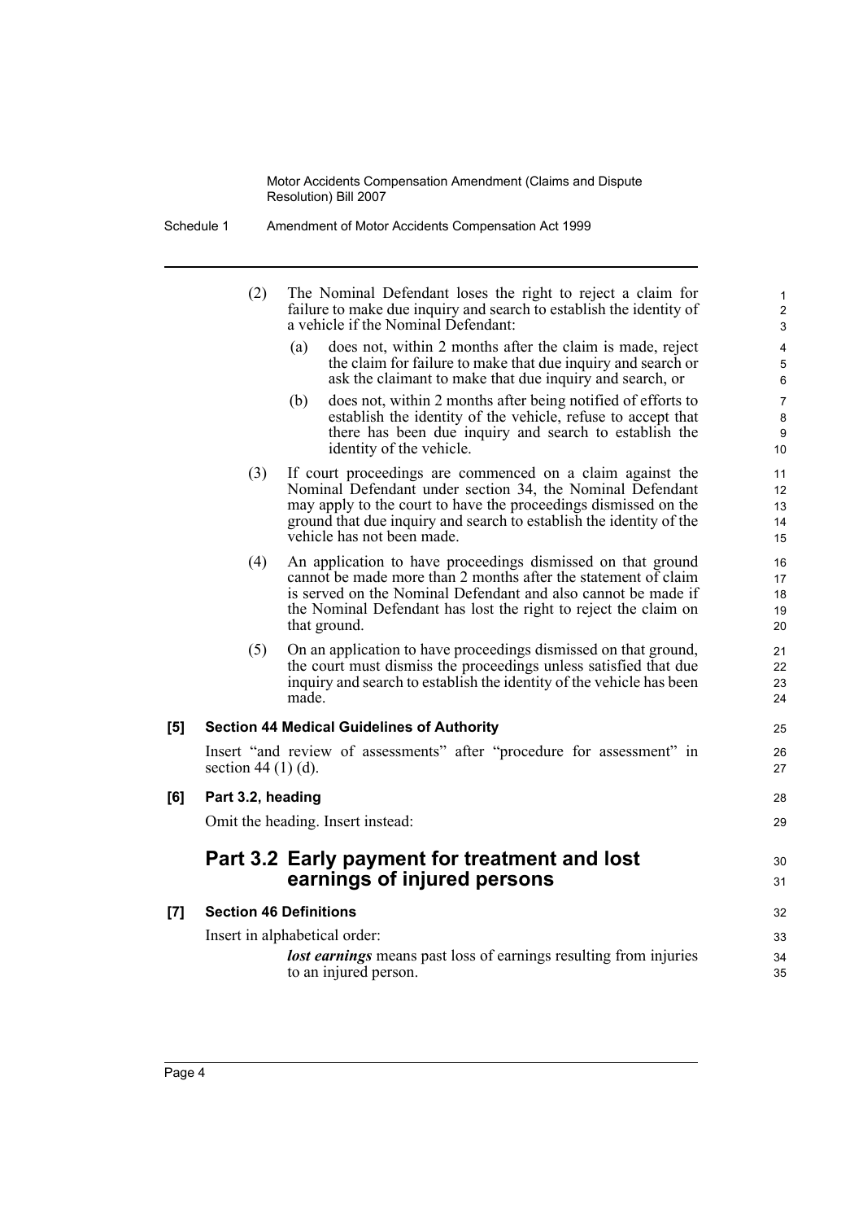(2) The Nominal Defendant loses the right to reject a claim for failure to make due inquiry and search to establish the identity of a vehicle if the Nominal Defendant:

(a) does not, within 2 months after the claim is made, reject the claim for failure to make that due inquiry and search or ask the claimant to make that due inquiry and search, or

(b) does not, within 2 months after being notified of efforts to establish the identity of the vehicle, refuse to accept that there has been due inquiry and search to establish the identity of the vehicle.

(3) If court proceedings are commenced on a claim against the Nominal Defendant under section 34, the Nominal Defendant may apply to the court to have the proceedings dismissed on the ground that due inquiry and search to establish the identity of the vehicle has not been made.

(4) An application to have proceedings dismissed on that ground cannot be made more than 2 months after the statement of claim is served on the Nominal Defendant and also cannot be made if the Nominal Defendant has lost the right to reject the claim on that ground.

(5) On an application to have proceedings dismissed on that ground, the court must dismiss the proceedings unless satisfied that due inquiry and search to establish the identity of the vehicle has been made.

**[5] Section 44 Medical Guidelines of Authority**

Insert "and review of assessments" after "procedure for assessment" in section 44 (1) (d).

**[6] Part 3.2, heading**

Omit the heading. Insert instead:

## Part 3.2 Early payment for treatment and lost earnings of injured persons

**[7] Section 46 Definitions**

Insert in alphabetical order:

***lost earnings*** means past loss of earnings resulting from injuries to an injured person.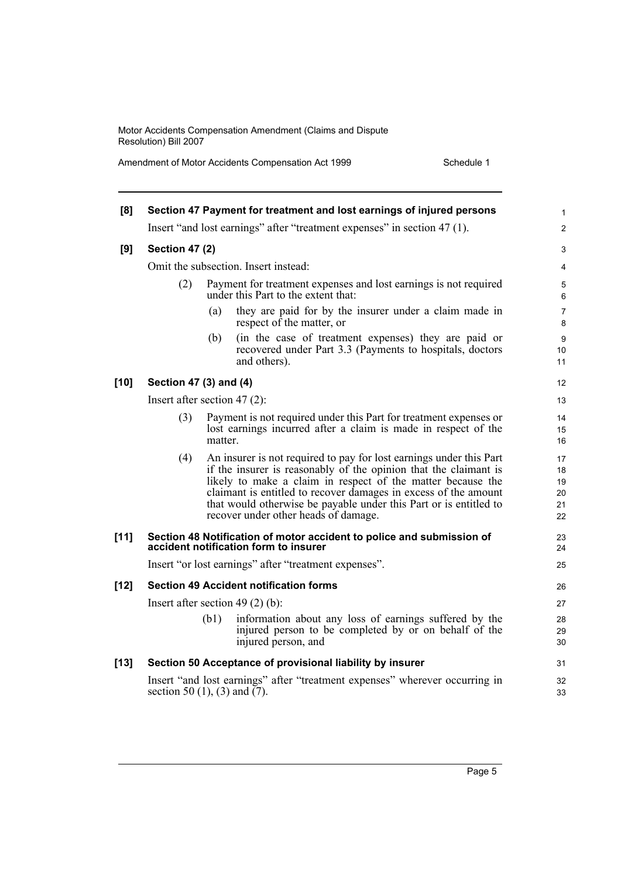**[8] Section 47 Payment for treatment and lost earnings of injured persons**

Insert "and lost earnings" after "treatment expenses" in section 47 (1).

**[9] Section 47 (2)**

Omit the subsection. Insert instead:

(2) Payment for treatment expenses and lost earnings is not required under this Part to the extent that:

(a) they are paid for by the insurer under a claim made in respect of the matter, or

(b) (in the case of treatment expenses) they are paid or recovered under Part 3.3 (Payments to hospitals, doctors and others).

**[10] Section 47 (3) and (4)**

Insert after section 47 (2):

(3) Payment is not required under this Part for treatment expenses or lost earnings incurred after a claim is made in respect of the matter.

(4) An insurer is not required to pay for lost earnings under this Part if the insurer is reasonably of the opinion that the claimant is likely to make a claim in respect of the matter because the claimant is entitled to recover damages in excess of the amount that would otherwise be payable under this Part or is entitled to recover under other heads of damage.

**[11] Section 48 Notification of motor accident to police and submission of accident notification form to insurer**

Insert "or lost earnings" after "treatment expenses".

**[12] Section 49 Accident notification forms**

Insert after section 49 (2) (b):

(b1) information about any loss of earnings suffered by the injured person to be completed by or on behalf of the injured person, and

**[13] Section 50 Acceptance of provisional liability by insurer**

Insert "and lost earnings" after "treatment expenses" wherever occurring in section 50 (1), (3) and (7).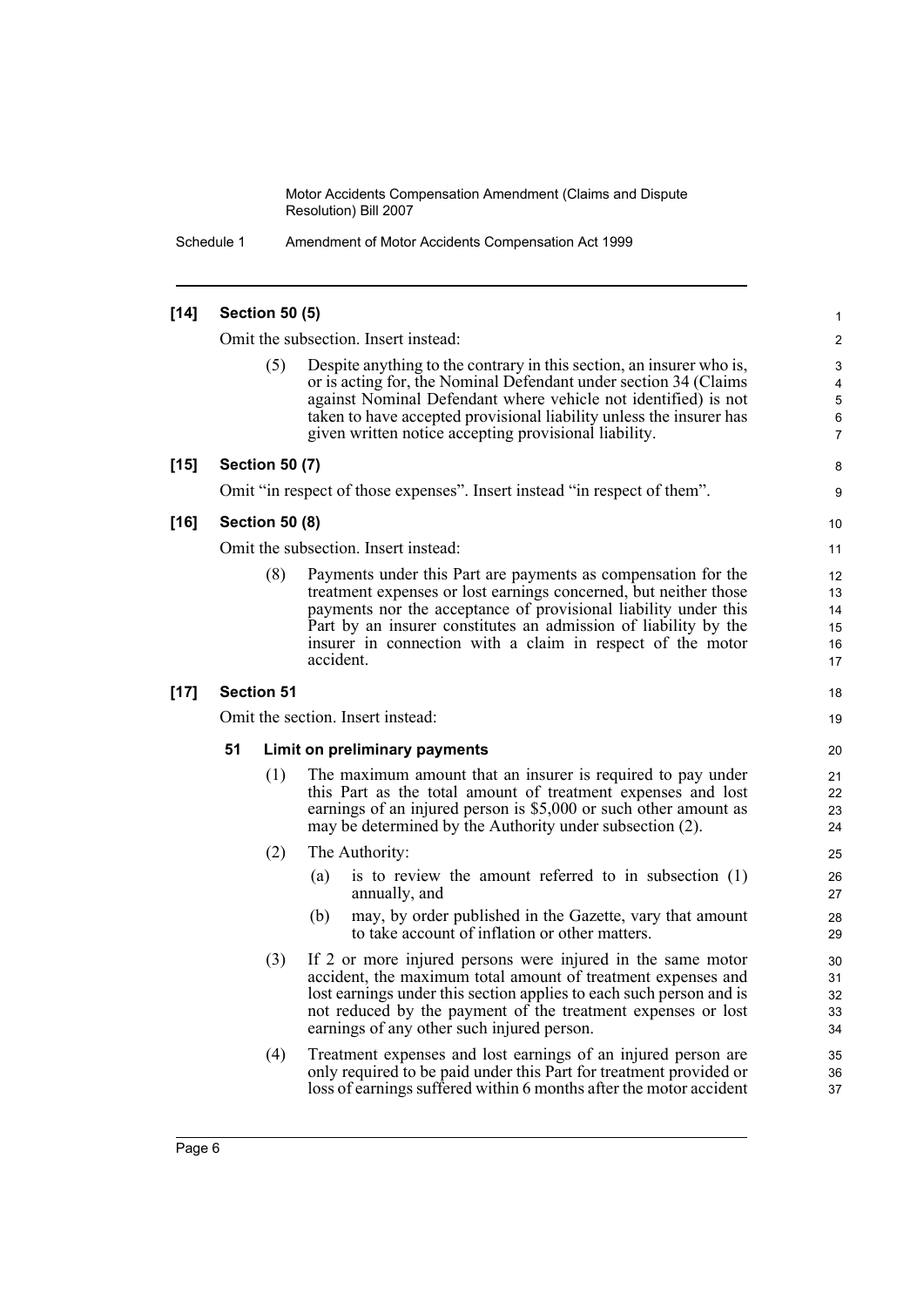**[14] Section 50 (5)**

Omit the subsection. Insert instead:

(5) Despite anything to the contrary in this section, an insurer who is, or is acting for, the Nominal Defendant under section 34 (Claims against Nominal Defendant where vehicle not identified) is not taken to have accepted provisional liability unless the insurer has given written notice accepting provisional liability.

**[15] Section 50 (7)**

Omit "in respect of those expenses". Insert instead "in respect of them".

**[16] Section 50 (8)**

Omit the subsection. Insert instead:

(8) Payments under this Part are payments as compensation for the treatment expenses or lost earnings concerned, but neither those payments nor the acceptance of provisional liability under this Part by an insurer constitutes an admission of liability by the insurer in connection with a claim in respect of the motor accident.

**[17] Section 51**

Omit the section. Insert instead:

**51 Limit on preliminary payments**

(1) The maximum amount that an insurer is required to pay under this Part as the total amount of treatment expenses and lost earnings of an injured person is $5,000 or such other amount as may be determined by the Authority under subsection (2).

(2) The Authority:

(a) is to review the amount referred to in subsection (1) annually, and

(b) may, by order published in the Gazette, vary that amount to take account of inflation or other matters.

(3) If 2 or more injured persons were injured in the same motor accident, the maximum total amount of treatment expenses and lost earnings under this section applies to each such person and is not reduced by the payment of the treatment expenses or lost earnings of any other such injured person.

(4) Treatment expenses and lost earnings of an injured person are only required to be paid under this Part for treatment provided or loss of earnings suffered within 6 months after the motor accident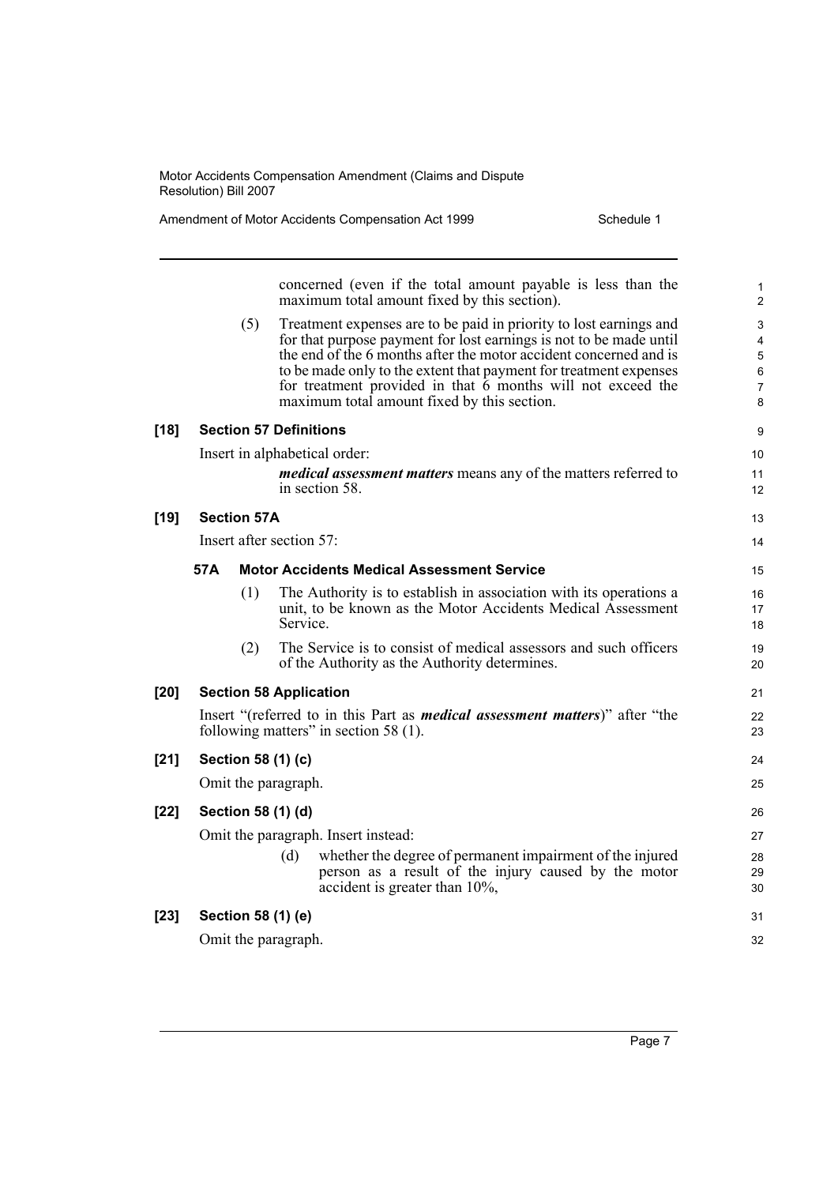concerned (even if the total amount payable is less than the maximum total amount fixed by this section).

(5) Treatment expenses are to be paid in priority to lost earnings and for that purpose payment for lost earnings is not to be made until the end of the 6 months after the motor accident concerned and is to be made only to the extent that payment for treatment expenses for treatment provided in that 6 months will not exceed the maximum total amount fixed by this section.

**[18] Section 57 Definitions**

Insert in alphabetical order:

***medical assessment matters*** means any of the matters referred to in section 58.

**[19] Section 57A**

Insert after section 57:

**57A Motor Accidents Medical Assessment Service**

(1) The Authority is to establish in association with its operations a unit, to be known as the Motor Accidents Medical Assessment Service.

(2) The Service is to consist of medical assessors and such officers of the Authority as the Authority determines.

**[20] Section 58 Application**

Insert "(referred to in this Part as ***medical assessment matters***)" after "the following matters" in section 58 (1).

**[21] Section 58 (1) (c)**

Omit the paragraph.

**[22] Section 58 (1) (d)**

Omit the paragraph. Insert instead:

(d) whether the degree of permanent impairment of the injured person as a result of the injury caused by the motor accident is greater than 10%,

**[23] Section 58 (1) (e)**

Omit the paragraph.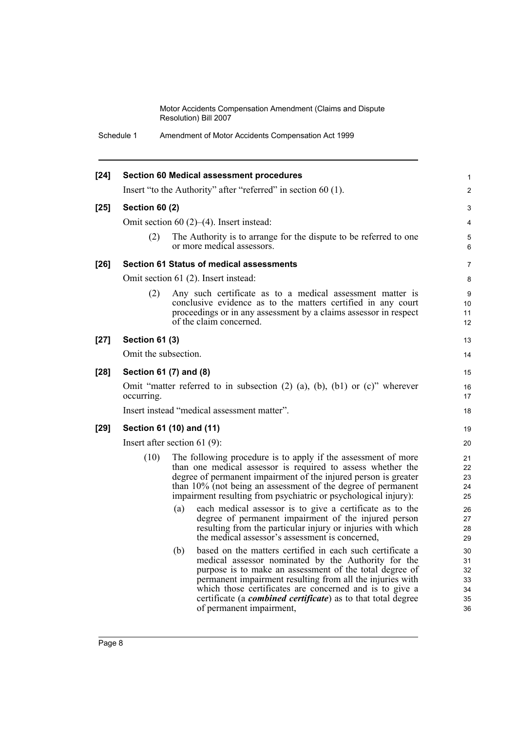**[24] Section 60 Medical assessment procedures**

Insert "to the Authority" after "referred" in section 60 (1).

**[25] Section 60 (2)**

Omit section 60 (2)–(4). Insert instead:

(2) The Authority is to arrange for the dispute to be referred to one or more medical assessors.

**[26] Section 61 Status of medical assessments**

Omit section 61 (2). Insert instead:

(2) Any such certificate as to a medical assessment matter is conclusive evidence as to the matters certified in any court proceedings or in any assessment by a claims assessor in respect of the claim concerned.

**[27] Section 61 (3)**

Omit the subsection.

**[28] Section 61 (7) and (8)**

Omit "matter referred to in subsection (2) (a), (b), (b1) or (c)" wherever occurring.

Insert instead "medical assessment matter".

**[29] Section 61 (10) and (11)**

Insert after section 61 (9):

(10) The following procedure is to apply if the assessment of more than one medical assessor is required to assess whether the degree of permanent impairment of the injured person is greater than 10% (not being an assessment of the degree of permanent impairment resulting from psychiatric or psychological injury):

(a) each medical assessor is to give a certificate as to the degree of permanent impairment of the injured person resulting from the particular injury or injuries with which the medical assessor's assessment is concerned,

(b) based on the matters certified in each such certificate a medical assessor nominated by the Authority for the purpose is to make an assessment of the total degree of permanent impairment resulting from all the injuries with which those certificates are concerned and is to give a certificate (a ***combined certificate***) as to that total degree of permanent impairment,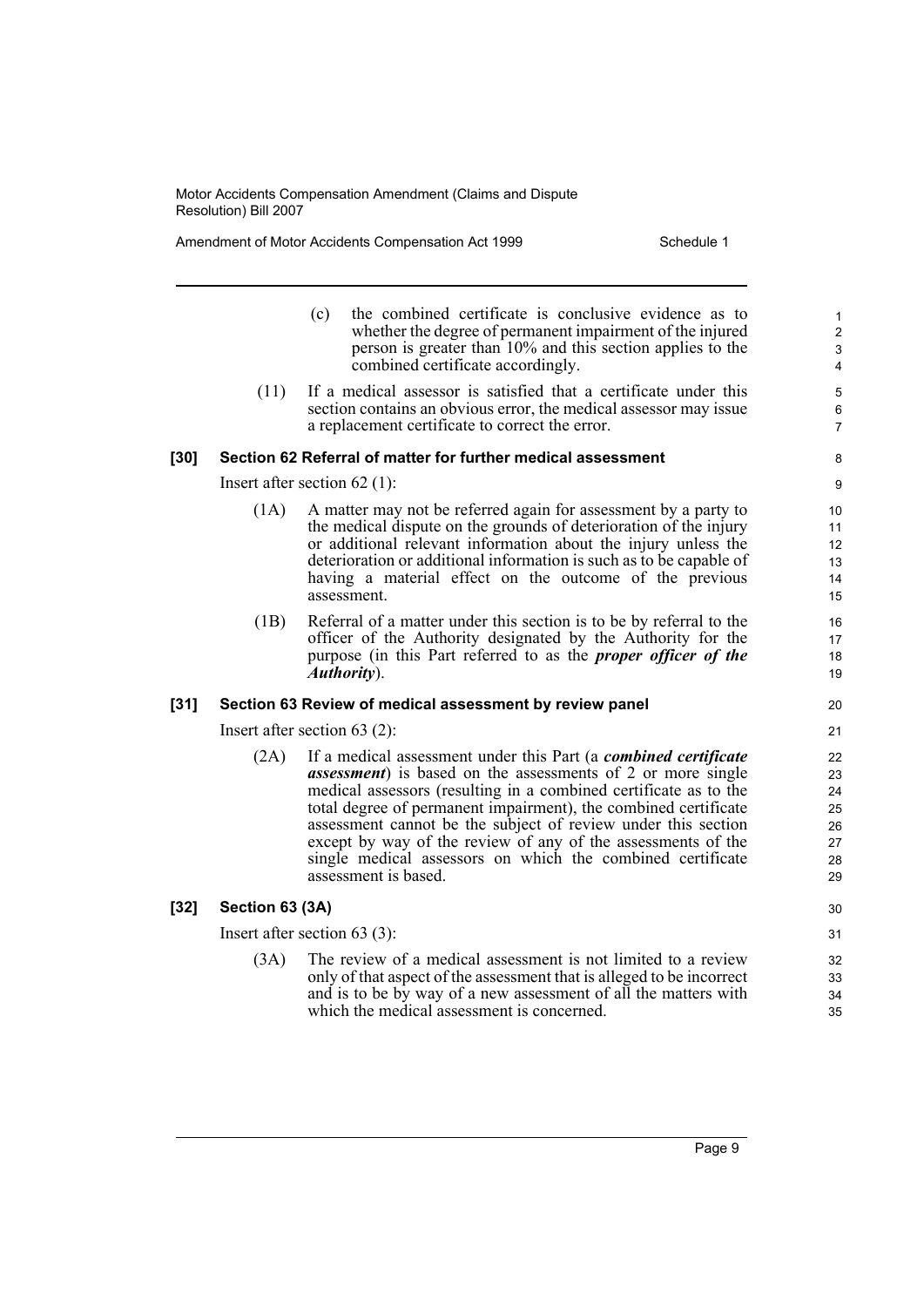(c) the combined certificate is conclusive evidence as to whether the degree of permanent impairment of the injured person is greater than 10% and this section applies to the combined certificate accordingly.

(11) If a medical assessor is satisfied that a certificate under this section contains an obvious error, the medical assessor may issue a replacement certificate to correct the error.

**[30] Section 62 Referral of matter for further medical assessment**

Insert after section 62 (1):

(1A) A matter may not be referred again for assessment by a party to the medical dispute on the grounds of deterioration of the injury or additional relevant information about the injury unless the deterioration or additional information is such as to be capable of having a material effect on the outcome of the previous assessment.

(1B) Referral of a matter under this section is to be by referral to the officer of the Authority designated by the Authority for the purpose (in this Part referred to as the ***proper officer of the Authority***).

**[31] Section 63 Review of medical assessment by review panel**

Insert after section 63 (2):

(2A) If a medical assessment under this Part (a ***combined certificate assessment***) is based on the assessments of 2 or more single medical assessors (resulting in a combined certificate as to the total degree of permanent impairment), the combined certificate assessment cannot be the subject of review under this section except by way of the review of any of the assessments of the single medical assessors on which the combined certificate assessment is based.

**[32] Section 63 (3A)**

Insert after section 63 (3):

(3A) The review of a medical assessment is not limited to a review only of that aspect of the assessment that is alleged to be incorrect and is to be by way of a new assessment of all the matters with which the medical assessment is concerned.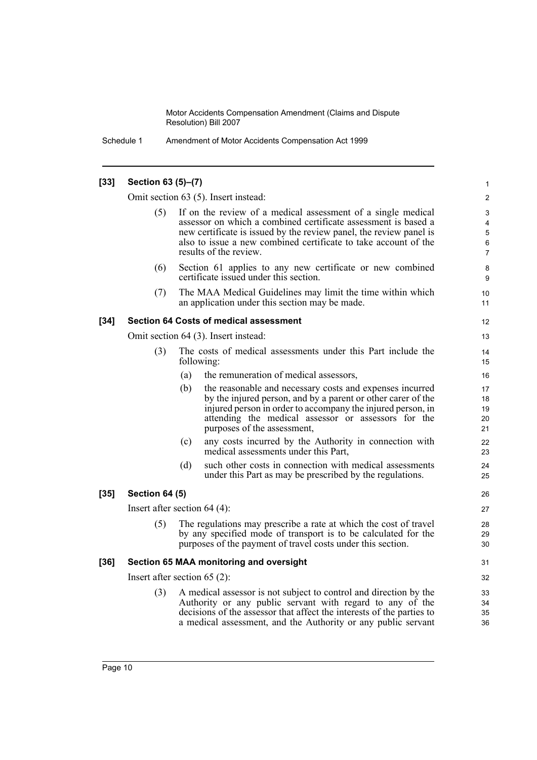**[33] Section 63 (5)–(7)**

Omit section 63 (5). Insert instead:

(5) If on the review of a medical assessment of a single medical assessor on which a combined certificate assessment is based a new certificate is issued by the review panel, the review panel is also to issue a new combined certificate to take account of the results of the review.

(6) Section 61 applies to any new certificate or new combined certificate issued under this section.

(7) The MAA Medical Guidelines may limit the time within which an application under this section may be made.

**[34] Section 64 Costs of medical assessment**

Omit section 64 (3). Insert instead:

(3) The costs of medical assessments under this Part include the following:

(a) the remuneration of medical assessors,

(b) the reasonable and necessary costs and expenses incurred by the injured person, and by a parent or other carer of the injured person in order to accompany the injured person, in attending the medical assessor or assessors for the purposes of the assessment,

(c) any costs incurred by the Authority in connection with medical assessments under this Part,

(d) such other costs in connection with medical assessments under this Part as may be prescribed by the regulations.

**[35] Section 64 (5)**

Insert after section 64 (4):

(5) The regulations may prescribe a rate at which the cost of travel by any specified mode of transport is to be calculated for the purposes of the payment of travel costs under this section.

**[36] Section 65 MAA monitoring and oversight**

Insert after section 65 (2):

(3) A medical assessor is not subject to control and direction by the Authority or any public servant with regard to any of the decisions of the assessor that affect the interests of the parties to a medical assessment, and the Authority or any public servant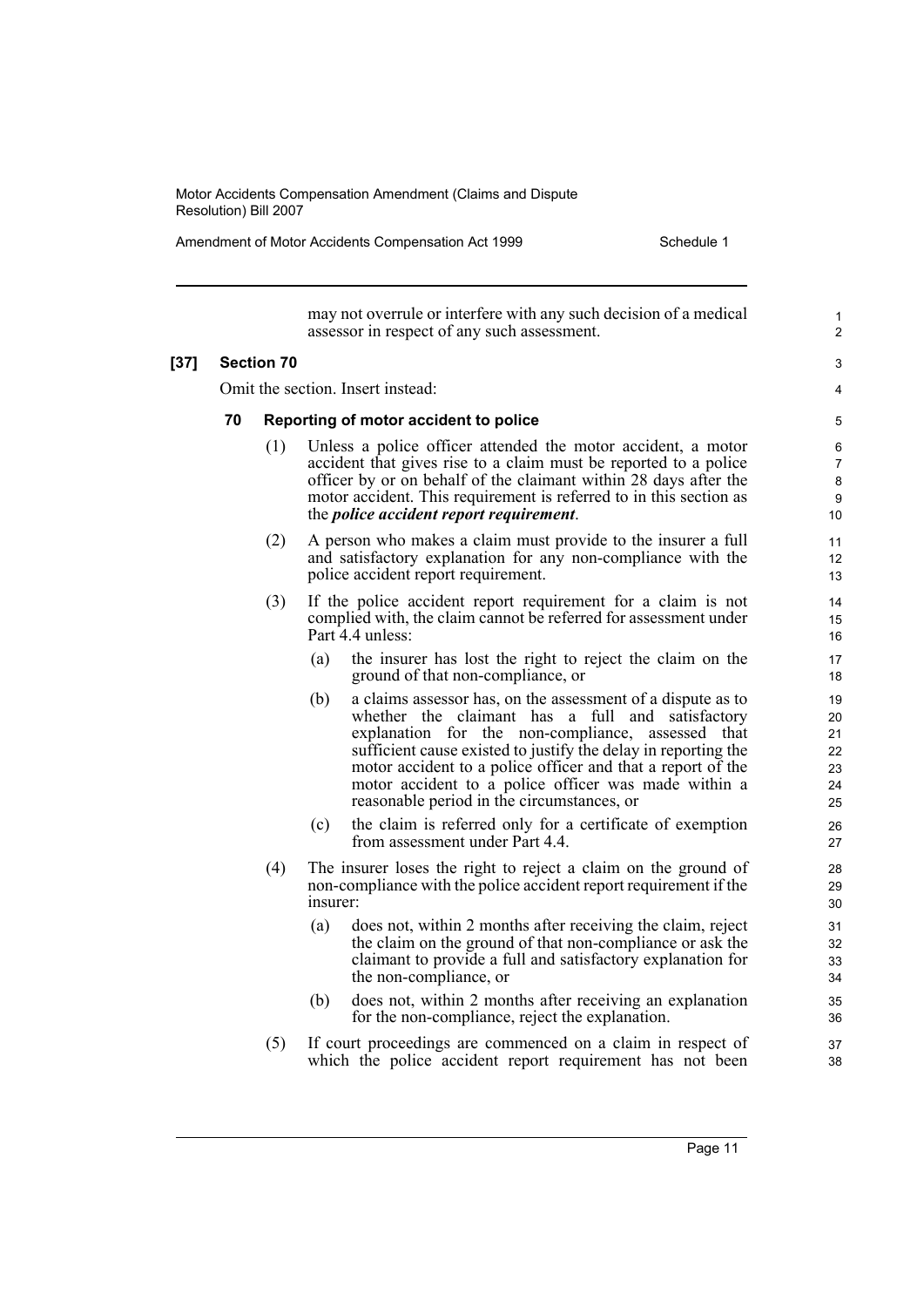may not overrule or interfere with any such decision of a medical assessor in respect of any such assessment.

**[37] Section 70**

Omit the section. Insert instead:

### 70 Reporting of motor accident to police

(1) Unless a police officer attended the motor accident, a motor accident that gives rise to a claim must be reported to a police officer by or on behalf of the claimant within 28 days after the motor accident. This requirement is referred to in this section as the ***police accident report requirement***.

(2) A person who makes a claim must provide to the insurer a full and satisfactory explanation for any non-compliance with the police accident report requirement.

(3) If the police accident report requirement for a claim is not complied with, the claim cannot be referred for assessment under Part 4.4 unless:

- (a) the insurer has lost the right to reject the claim on the ground of that non-compliance, or
- (b) a claims assessor has, on the assessment of a dispute as to whether the claimant has a full and satisfactory explanation for the non-compliance, assessed that sufficient cause existed to justify the delay in reporting the motor accident to a police officer and that a report of the motor accident to a police officer was made within a reasonable period in the circumstances, or
- (c) the claim is referred only for a certificate of exemption from assessment under Part 4.4.

(4) The insurer loses the right to reject a claim on the ground of non-compliance with the police accident report requirement if the insurer:

- (a) does not, within 2 months after receiving the claim, reject the claim on the ground of that non-compliance or ask the claimant to provide a full and satisfactory explanation for the non-compliance, or
- (b) does not, within 2 months after receiving an explanation for the non-compliance, reject the explanation.

(5) If court proceedings are commenced on a claim in respect of which the police accident report requirement has not been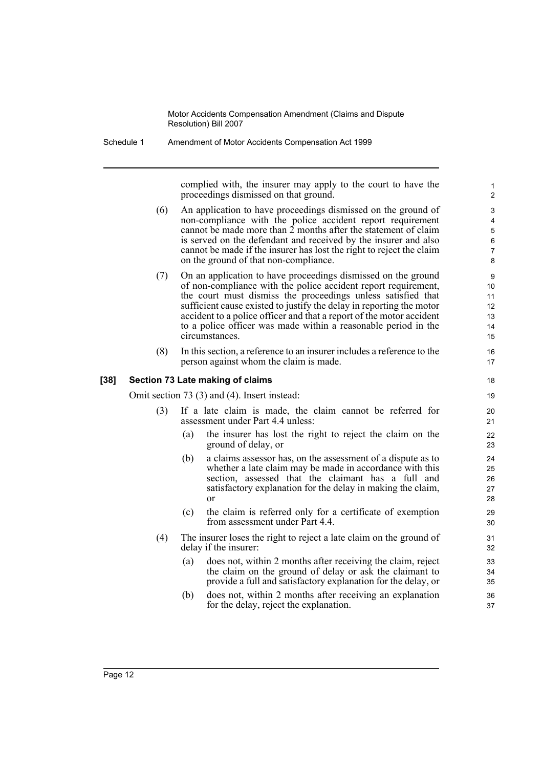complied with, the insurer may apply to the court to have the proceedings dismissed on that ground.

(6) An application to have proceedings dismissed on the ground of non-compliance with the police accident report requirement cannot be made more than 2 months after the statement of claim is served on the defendant and received by the insurer and also cannot be made if the insurer has lost the right to reject the claim on the ground of that non-compliance.

(7) On an application to have proceedings dismissed on the ground of non-compliance with the police accident report requirement, the court must dismiss the proceedings unless satisfied that sufficient cause existed to justify the delay in reporting the motor accident to a police officer and that a report of the motor accident to a police officer was made within a reasonable period in the circumstances.

(8) In this section, a reference to an insurer includes a reference to the person against whom the claim is made.

**[38] Section 73 Late making of claims**

Omit section 73 (3) and (4). Insert instead:

(3) If a late claim is made, the claim cannot be referred for assessment under Part 4.4 unless:

- (a) the insurer has lost the right to reject the claim on the ground of delay, or
- (b) a claims assessor has, on the assessment of a dispute as to whether a late claim may be made in accordance with this section, assessed that the claimant has a full and satisfactory explanation for the delay in making the claim, or
- (c) the claim is referred only for a certificate of exemption from assessment under Part 4.4.

(4) The insurer loses the right to reject a late claim on the ground of delay if the insurer:

- (a) does not, within 2 months after receiving the claim, reject the claim on the ground of delay or ask the claimant to provide a full and satisfactory explanation for the delay, or
- (b) does not, within 2 months after receiving an explanation for the delay, reject the explanation.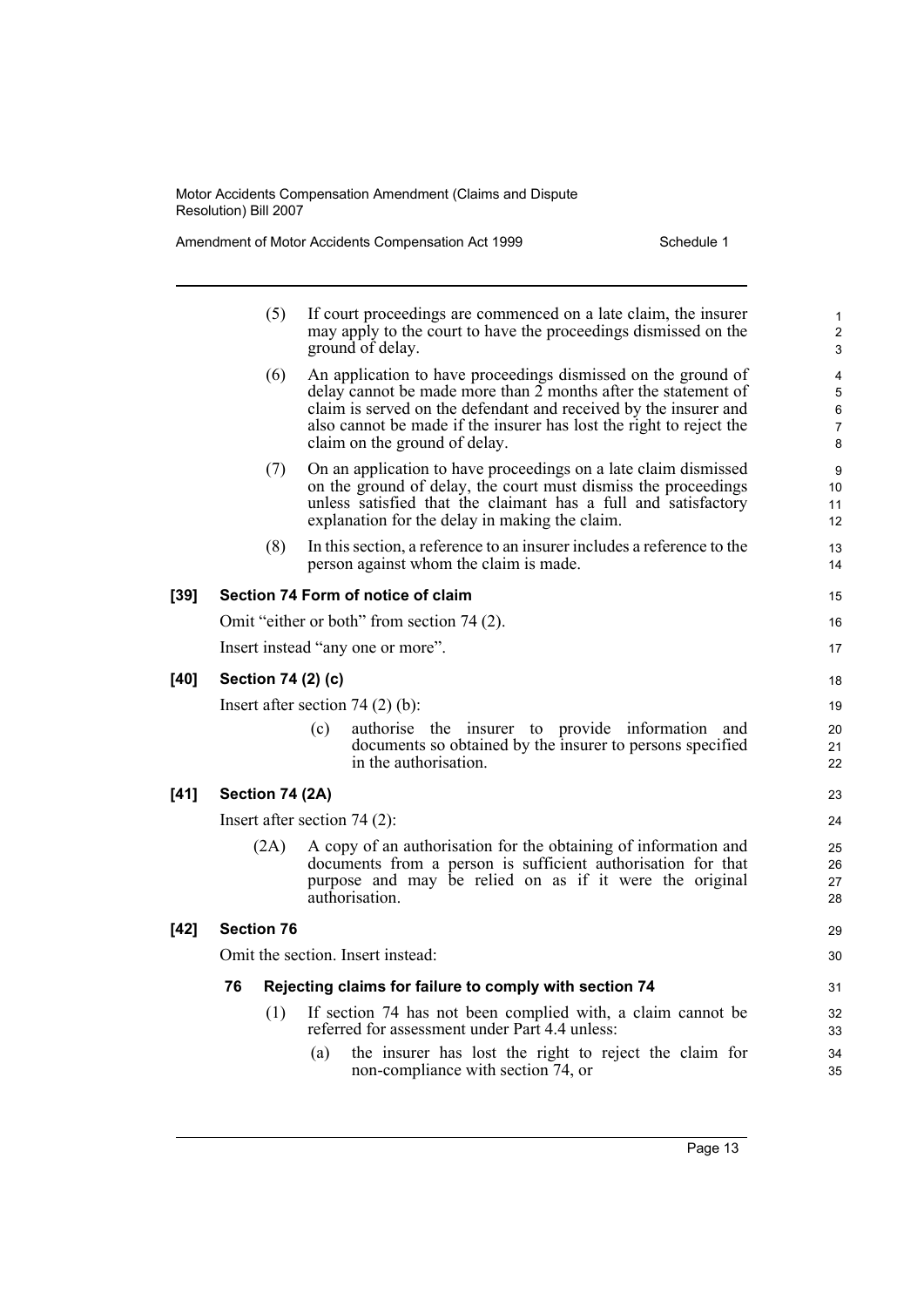(5) If court proceedings are commenced on a late claim, the insurer may apply to the court to have the proceedings dismissed on the ground of delay.

(6) An application to have proceedings dismissed on the ground of delay cannot be made more than 2 months after the statement of claim is served on the defendant and received by the insurer and also cannot be made if the insurer has lost the right to reject the claim on the ground of delay.

(7) On an application to have proceedings on a late claim dismissed on the ground of delay, the court must dismiss the proceedings unless satisfied that the claimant has a full and satisfactory explanation for the delay in making the claim.

(8) In this section, a reference to an insurer includes a reference to the person against whom the claim is made.

**[39] Section 74 Form of notice of claim**

Omit "either or both" from section 74 (2).

Insert instead "any one or more".

**[40] Section 74 (2) (c)**

Insert after section 74 (2) (b):

(c) authorise the insurer to provide information and documents so obtained by the insurer to persons specified in the authorisation.

**[41] Section 74 (2A)**

Insert after section 74 (2):

(2A) A copy of an authorisation for the obtaining of information and documents from a person is sufficient authorisation for that purpose and may be relied on as if it were the original authorisation.

**[42] Section 76**

Omit the section. Insert instead:

**76 Rejecting claims for failure to comply with section 74**

(1) If section 74 has not been complied with, a claim cannot be referred for assessment under Part 4.4 unless:

(a) the insurer has lost the right to reject the claim for non-compliance with section 74, or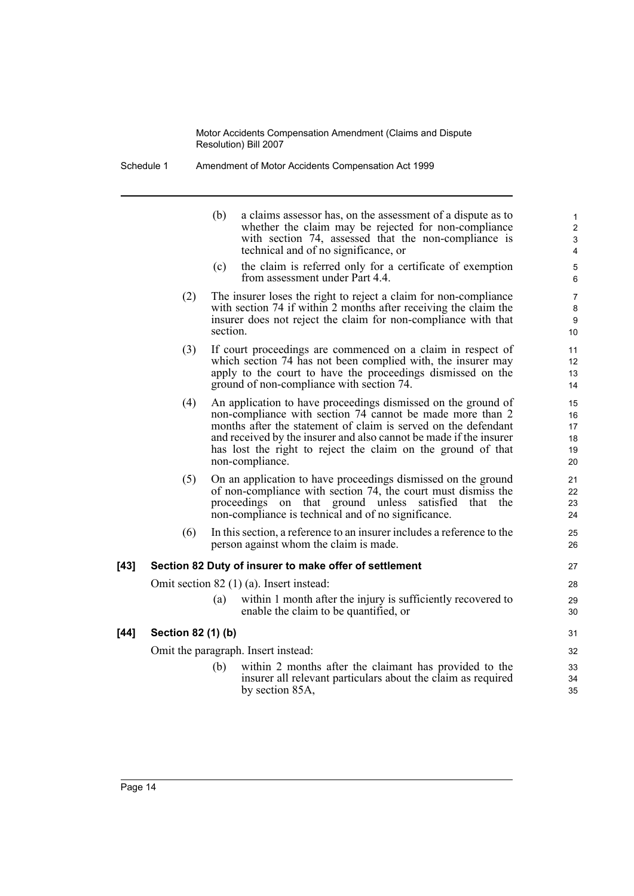(b) a claims assessor has, on the assessment of a dispute as to whether the claim may be rejected for non-compliance with section 74, assessed that the non-compliance is technical and of no significance, or

(c) the claim is referred only for a certificate of exemption from assessment under Part 4.4.

(2) The insurer loses the right to reject a claim for non-compliance with section 74 if within 2 months after receiving the claim the insurer does not reject the claim for non-compliance with that section.

(3) If court proceedings are commenced on a claim in respect of which section 74 has not been complied with, the insurer may apply to the court to have the proceedings dismissed on the ground of non-compliance with section 74.

(4) An application to have proceedings dismissed on the ground of non-compliance with section 74 cannot be made more than 2 months after the statement of claim is served on the defendant and received by the insurer and also cannot be made if the insurer has lost the right to reject the claim on the ground of that non-compliance.

(5) On an application to have proceedings dismissed on the ground of non-compliance with section 74, the court must dismiss the proceedings on that ground unless satisfied that the non-compliance is technical and of no significance.

(6) In this section, a reference to an insurer includes a reference to the person against whom the claim is made.

**[43] Section 82 Duty of insurer to make offer of settlement**

Omit section 82 (1) (a). Insert instead:

(a) within 1 month after the injury is sufficiently recovered to enable the claim to be quantified, or

**[44] Section 82 (1) (b)**

Omit the paragraph. Insert instead:

(b) within 2 months after the claimant has provided to the insurer all relevant particulars about the claim as required by section 85A,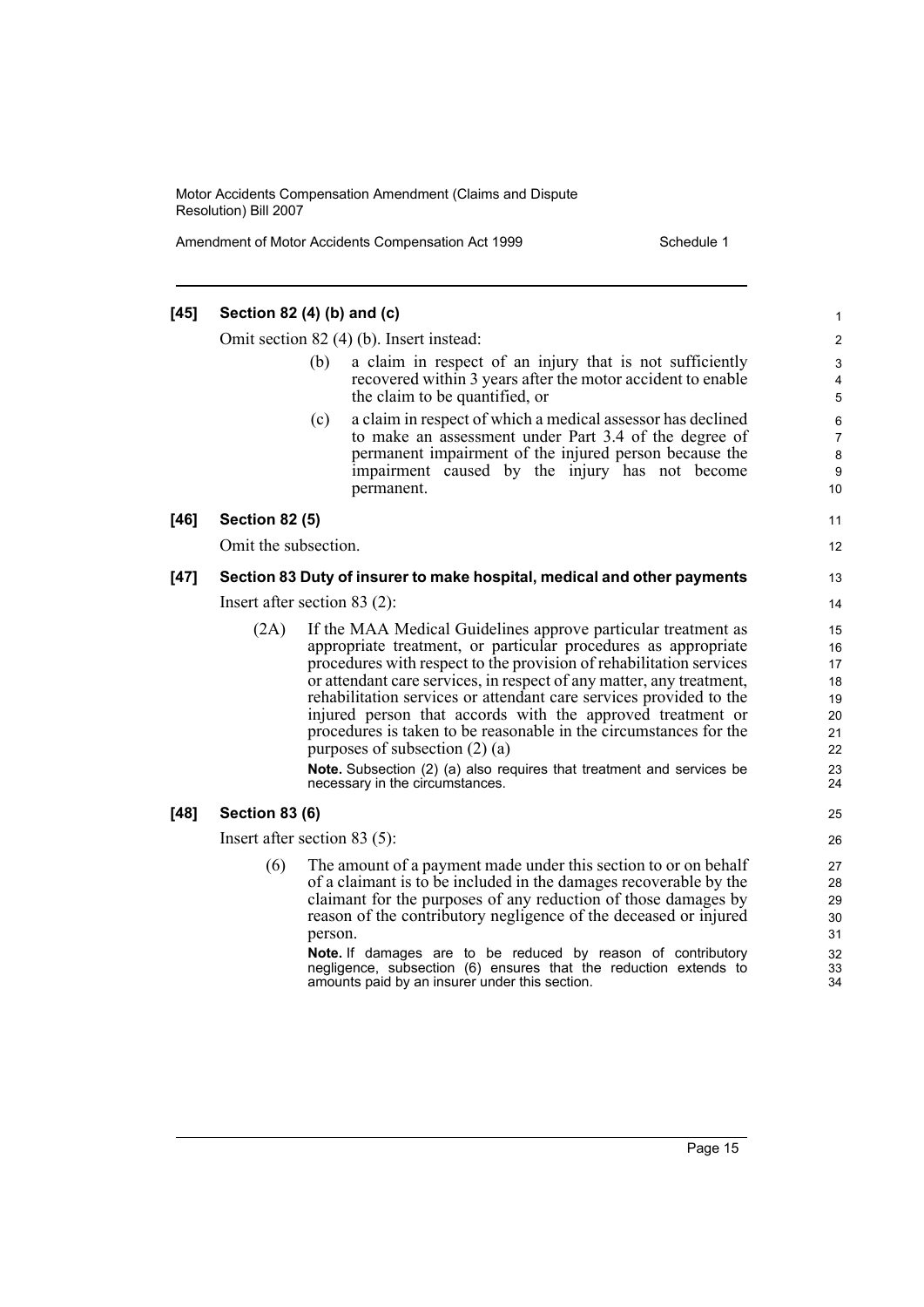**[45] Section 82 (4) (b) and (c)**

Omit section 82 (4) (b). Insert instead:

- (b) a claim in respect of an injury that is not sufficiently recovered within 3 years after the motor accident to enable the claim to be quantified, or
- (c) a claim in respect of which a medical assessor has declined to make an assessment under Part 3.4 of the degree of permanent impairment of the injured person because the impairment caused by the injury has not become permanent.

**[46] Section 82 (5)**

Omit the subsection.

**[47] Section 83 Duty of insurer to make hospital, medical and other payments**

Insert after section 83 (2):

(2A) If the MAA Medical Guidelines approve particular treatment as appropriate treatment, or particular procedures as appropriate procedures with respect to the provision of rehabilitation services or attendant care services, in respect of any matter, any treatment, rehabilitation services or attendant care services provided to the injured person that accords with the approved treatment or procedures is taken to be reasonable in the circumstances for the purposes of subsection (2) (a)

**Note.** Subsection (2) (a) also requires that treatment and services be necessary in the circumstances.

**[48] Section 83 (6)**

Insert after section 83 (5):

(6) The amount of a payment made under this section to or on behalf of a claimant is to be included in the damages recoverable by the claimant for the purposes of any reduction of those damages by reason of the contributory negligence of the deceased or injured person.

**Note.** If damages are to be reduced by reason of contributory negligence, subsection (6) ensures that the reduction extends to amounts paid by an insurer under this section.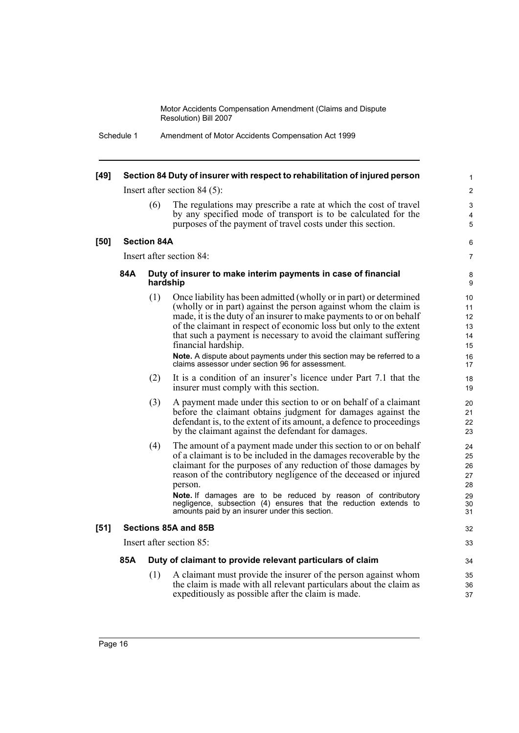**[49] Section 84 Duty of insurer with respect to rehabilitation of injured person**

Insert after section 84 (5):

(6) The regulations may prescribe a rate at which the cost of travel by any specified mode of transport is to be calculated for the purposes of the payment of travel costs under this section.

**[50] Section 84A**

Insert after section 84:

**84A Duty of insurer to make interim payments in case of financial hardship**

(1) Once liability has been admitted (wholly or in part) or determined (wholly or in part) against the person against whom the claim is made, it is the duty of an insurer to make payments to or on behalf of the claimant in respect of economic loss but only to the extent that such a payment is necessary to avoid the claimant suffering financial hardship.

**Note.** A dispute about payments under this section may be referred to a claims assessor under section 96 for assessment.

(2) It is a condition of an insurer's licence under Part 7.1 that the insurer must comply with this section.

(3) A payment made under this section to or on behalf of a claimant before the claimant obtains judgment for damages against the defendant is, to the extent of its amount, a defence to proceedings by the claimant against the defendant for damages.

(4) The amount of a payment made under this section to or on behalf of a claimant is to be included in the damages recoverable by the claimant for the purposes of any reduction of those damages by reason of the contributory negligence of the deceased or injured person.

**Note.** If damages are to be reduced by reason of contributory negligence, subsection (4) ensures that the reduction extends to amounts paid by an insurer under this section.

**[51] Sections 85A and 85B**

Insert after section 85:

**85A Duty of claimant to provide relevant particulars of claim**

(1) A claimant must provide the insurer of the person against whom the claim is made with all relevant particulars about the claim as expeditiously as possible after the claim is made.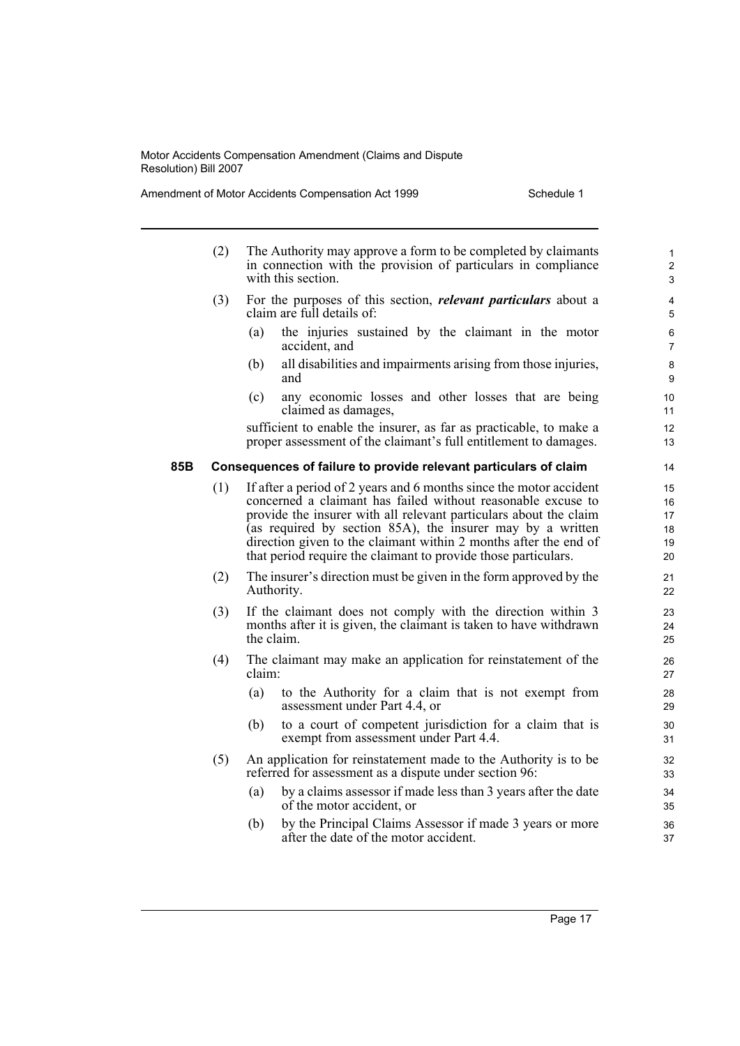(2) The Authority may approve a form to be completed by claimants in connection with the provision of particulars in compliance with this section.

(3) For the purposes of this section, ***relevant particulars*** about a claim are full details of:

- (a) the injuries sustained by the claimant in the motor accident, and
- (b) all disabilities and impairments arising from those injuries, and
- (c) any economic losses and other losses that are being claimed as damages,

sufficient to enable the insurer, as far as practicable, to make a proper assessment of the claimant's full entitlement to damages.

### 85B Consequences of failure to provide relevant particulars of claim

(1) If after a period of 2 years and 6 months since the motor accident concerned a claimant has failed without reasonable excuse to provide the insurer with all relevant particulars about the claim (as required by section 85A), the insurer may by a written direction given to the claimant within 2 months after the end of that period require the claimant to provide those particulars.

(2) The insurer's direction must be given in the form approved by the Authority.

(3) If the claimant does not comply with the direction within 3 months after it is given, the claimant is taken to have withdrawn the claim.

(4) The claimant may make an application for reinstatement of the claim:

- (a) to the Authority for a claim that is not exempt from assessment under Part 4.4, or
- (b) to a court of competent jurisdiction for a claim that is exempt from assessment under Part 4.4.

(5) An application for reinstatement made to the Authority is to be referred for assessment as a dispute under section 96:

- (a) by a claims assessor if made less than 3 years after the date of the motor accident, or
- (b) by the Principal Claims Assessor if made 3 years or more after the date of the motor accident.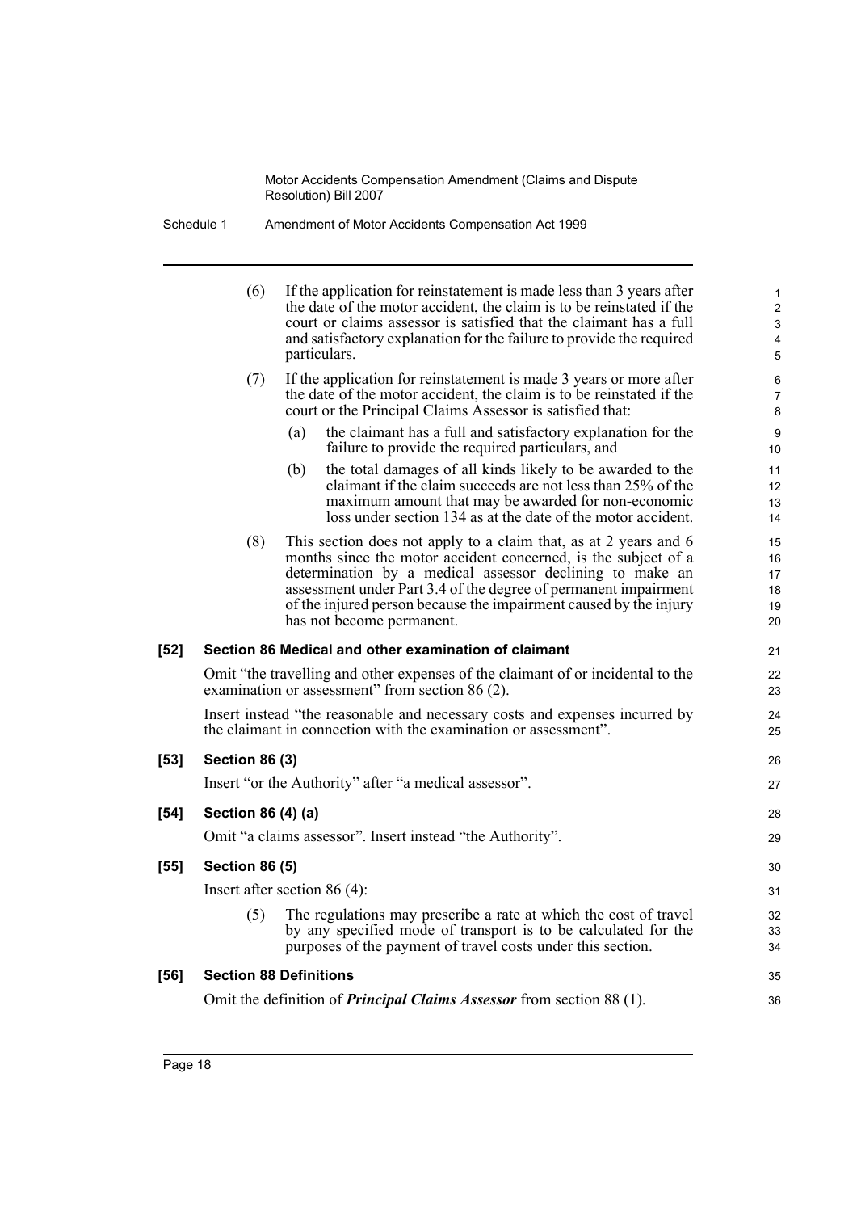(6) If the application for reinstatement is made less than 3 years after the date of the motor accident, the claim is to be reinstated if the court or claims assessor is satisfied that the claimant has a full and satisfactory explanation for the failure to provide the required particulars.

(7) If the application for reinstatement is made 3 years or more after the date of the motor accident, the claim is to be reinstated if the court or the Principal Claims Assessor is satisfied that:

(a) the claimant has a full and satisfactory explanation for the failure to provide the required particulars, and

(b) the total damages of all kinds likely to be awarded to the claimant if the claim succeeds are not less than 25% of the maximum amount that may be awarded for non-economic loss under section 134 as at the date of the motor accident.

(8) This section does not apply to a claim that, as at 2 years and 6 months since the motor accident concerned, is the subject of a determination by a medical assessor declining to make an assessment under Part 3.4 of the degree of permanent impairment of the injured person because the impairment caused by the injury has not become permanent.

**[52] Section 86 Medical and other examination of claimant**

Omit "the travelling and other expenses of the claimant of or incidental to the examination or assessment" from section 86 (2).

Insert instead "the reasonable and necessary costs and expenses incurred by the claimant in connection with the examination or assessment".

**[53] Section 86 (3)**

Insert "or the Authority" after "a medical assessor".

**[54] Section 86 (4) (a)**

Omit "a claims assessor". Insert instead "the Authority".

**[55] Section 86 (5)**

Insert after section 86 (4):

(5) The regulations may prescribe a rate at which the cost of travel by any specified mode of transport is to be calculated for the purposes of the payment of travel costs under this section.

**[56] Section 88 Definitions**

Omit the definition of ***Principal Claims Assessor*** from section 88 (1).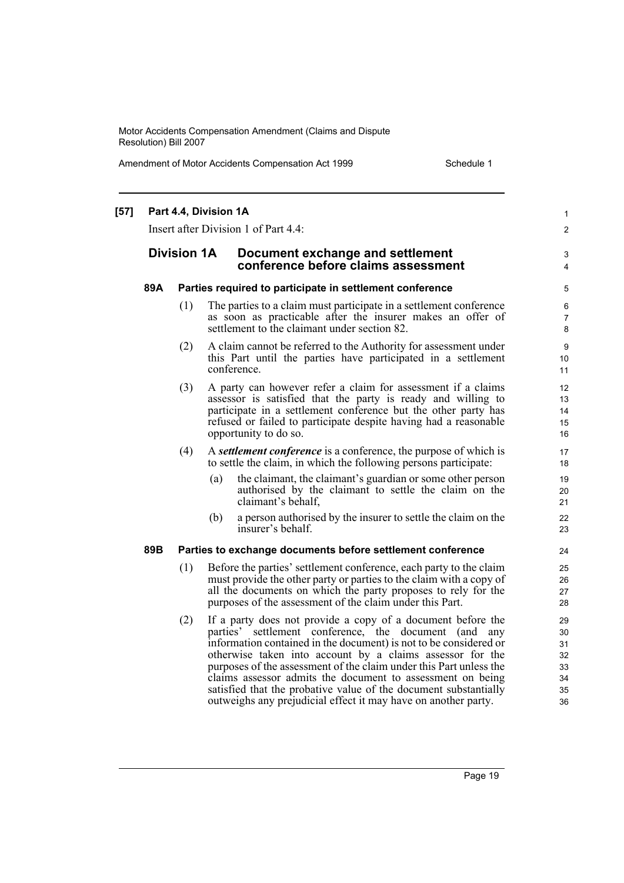**[57] Part 4.4, Division 1A**

Insert after Division 1 of Part 4.4:

## Division 1A Document exchange and settlement conference before claims assessment

### 89A Parties required to participate in settlement conference

(1) The parties to a claim must participate in a settlement conference as soon as practicable after the insurer makes an offer of settlement to the claimant under section 82.

(2) A claim cannot be referred to the Authority for assessment under this Part until the parties have participated in a settlement conference.

(3) A party can however refer a claim for assessment if a claims assessor is satisfied that the party is ready and willing to participate in a settlement conference but the other party has refused or failed to participate despite having had a reasonable opportunity to do so.

(4) A ***settlement conference*** is a conference, the purpose of which is to settle the claim, in which the following persons participate:

- (a) the claimant, the claimant's guardian or some other person authorised by the claimant to settle the claim on the claimant's behalf,
- (b) a person authorised by the insurer to settle the claim on the insurer's behalf.

### 89B Parties to exchange documents before settlement conference

(1) Before the parties' settlement conference, each party to the claim must provide the other party or parties to the claim with a copy of all the documents on which the party proposes to rely for the purposes of the assessment of the claim under this Part.

(2) If a party does not provide a copy of a document before the parties' settlement conference, the document (and any information contained in the document) is not to be considered or otherwise taken into account by a claims assessor for the purposes of the assessment of the claim under this Part unless the claims assessor admits the document to assessment on being satisfied that the probative value of the document substantially outweighs any prejudicial effect it may have on another party.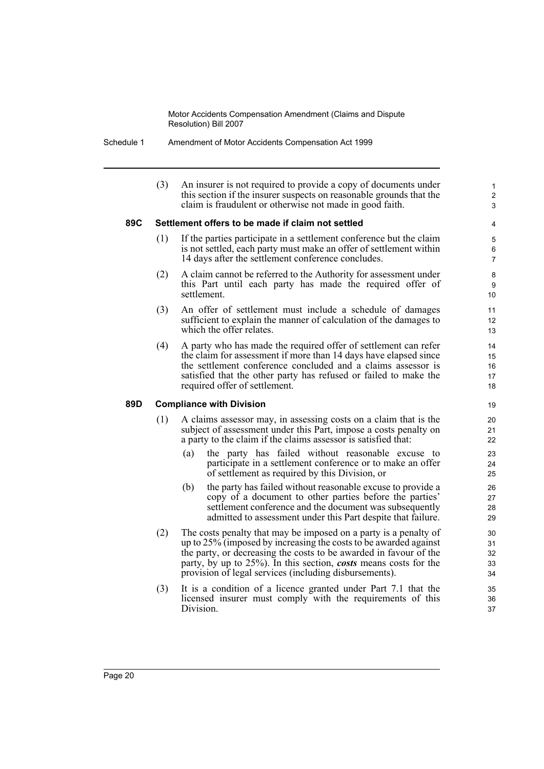(3) An insurer is not required to provide a copy of documents under this section if the insurer suspects on reasonable grounds that the claim is fraudulent or otherwise not made in good faith.

### 89C Settlement offers to be made if claim not settled

(1) If the parties participate in a settlement conference but the claim is not settled, each party must make an offer of settlement within 14 days after the settlement conference concludes.

(2) A claim cannot be referred to the Authority for assessment under this Part until each party has made the required offer of settlement.

(3) An offer of settlement must include a schedule of damages sufficient to explain the manner of calculation of the damages to which the offer relates.

(4) A party who has made the required offer of settlement can refer the claim for assessment if more than 14 days have elapsed since the settlement conference concluded and a claims assessor is satisfied that the other party has refused or failed to make the required offer of settlement.

### 89D Compliance with Division

(1) A claims assessor may, in assessing costs on a claim that is the subject of assessment under this Part, impose a costs penalty on a party to the claim if the claims assessor is satisfied that:

- (a) the party has failed without reasonable excuse to participate in a settlement conference or to make an offer of settlement as required by this Division, or
- (b) the party has failed without reasonable excuse to provide a copy of a document to other parties before the parties' settlement conference and the document was subsequently admitted to assessment under this Part despite that failure.

(2) The costs penalty that may be imposed on a party is a penalty of up to 25% (imposed by increasing the costs to be awarded against the party, or decreasing the costs to be awarded in favour of the party, by up to 25%). In this section, ***costs*** means costs for the provision of legal services (including disbursements).

(3) It is a condition of a licence granted under Part 7.1 that the licensed insurer must comply with the requirements of this Division.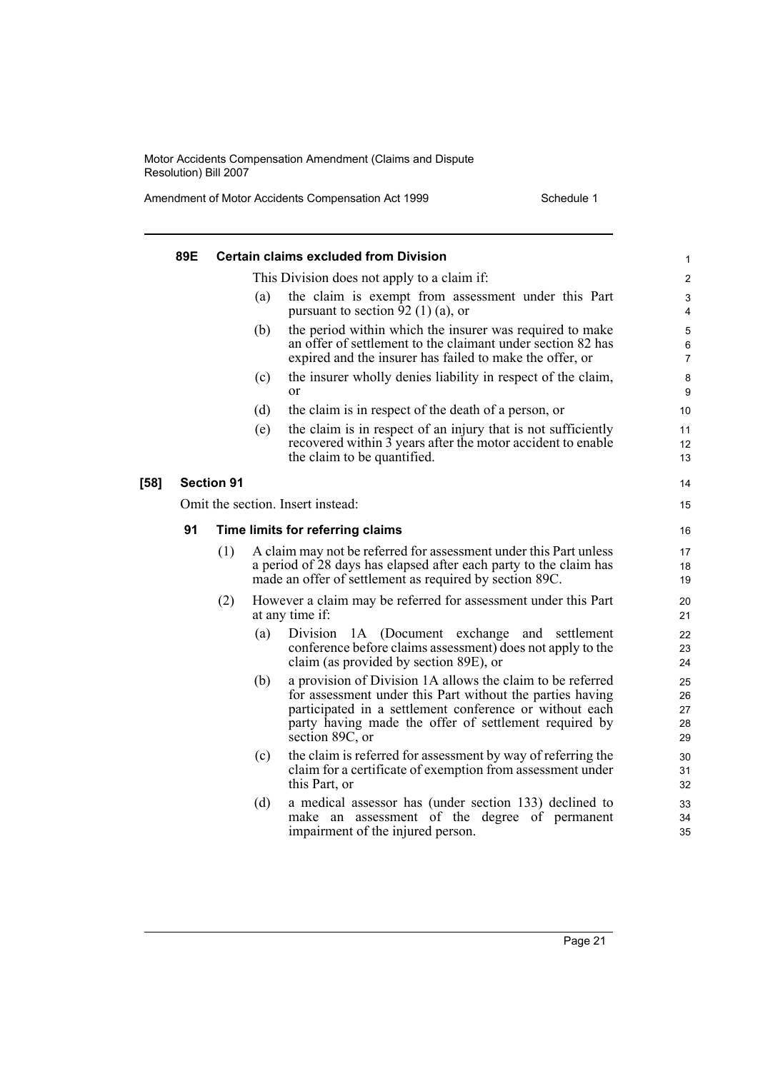#### 89E Certain claims excluded from Division

This Division does not apply to a claim if:

(a) the claim is exempt from assessment under this Part pursuant to section 92 (1) (a), or

(b) the period within which the insurer was required to make an offer of settlement to the claimant under section 82 has expired and the insurer has failed to make the offer, or

(c) the insurer wholly denies liability in respect of the claim, or

(d) the claim is in respect of the death of a person, or

(e) the claim is in respect of an injury that is not sufficiently recovered within 3 years after the motor accident to enable the claim to be quantified.

### [58] Section 91

Omit the section. Insert instead:

#### 91 Time limits for referring claims

(1) A claim may not be referred for assessment under this Part unless a period of 28 days has elapsed after each party to the claim has made an offer of settlement as required by section 89C.

(2) However a claim may be referred for assessment under this Part at any time if:

(a) Division 1A (Document exchange and settlement conference before claims assessment) does not apply to the claim (as provided by section 89E), or

(b) a provision of Division 1A allows the claim to be referred for assessment under this Part without the parties having participated in a settlement conference or without each party having made the offer of settlement required by section 89C, or

(c) the claim is referred for assessment by way of referring the claim for a certificate of exemption from assessment under this Part, or

(d) a medical assessor has (under section 133) declined to make an assessment of the degree of permanent impairment of the injured person.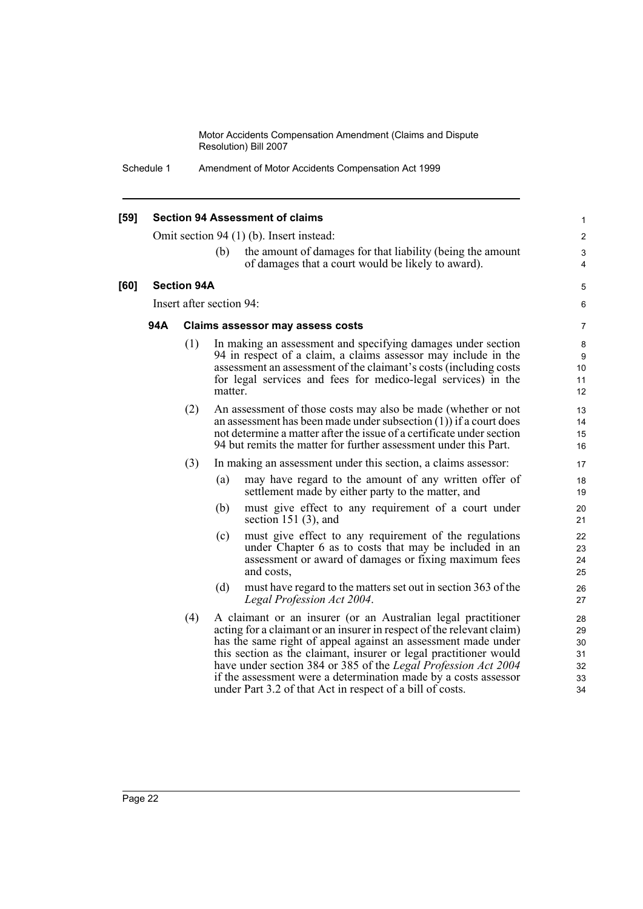**[59] Section 94 Assessment of claims**

Omit section 94 (1) (b). Insert instead:

(b) the amount of damages for that liability (being the amount of damages that a court would be likely to award).

**[60] Section 94A**

Insert after section 94:

**94A Claims assessor may assess costs**

(1) In making an assessment and specifying damages under section 94 in respect of a claim, a claims assessor may include in the assessment an assessment of the claimant's costs (including costs for legal services and fees for medico-legal services) in the matter.

(2) An assessment of those costs may also be made (whether or not an assessment has been made under subsection (1)) if a court does not determine a matter after the issue of a certificate under section 94 but remits the matter for further assessment under this Part.

(3) In making an assessment under this section, a claims assessor:

(a) may have regard to the amount of any written offer of settlement made by either party to the matter, and

(b) must give effect to any requirement of a court under section 151 (3), and

(c) must give effect to any requirement of the regulations under Chapter 6 as to costs that may be included in an assessment or award of damages or fixing maximum fees and costs,

(d) must have regard to the matters set out in section 363 of the *Legal Profession Act 2004*.

(4) A claimant or an insurer (or an Australian legal practitioner acting for a claimant or an insurer in respect of the relevant claim) has the same right of appeal against an assessment made under this section as the claimant, insurer or legal practitioner would have under section 384 or 385 of the *Legal Profession Act 2004* if the assessment were a determination made by a costs assessor under Part 3.2 of that Act in respect of a bill of costs.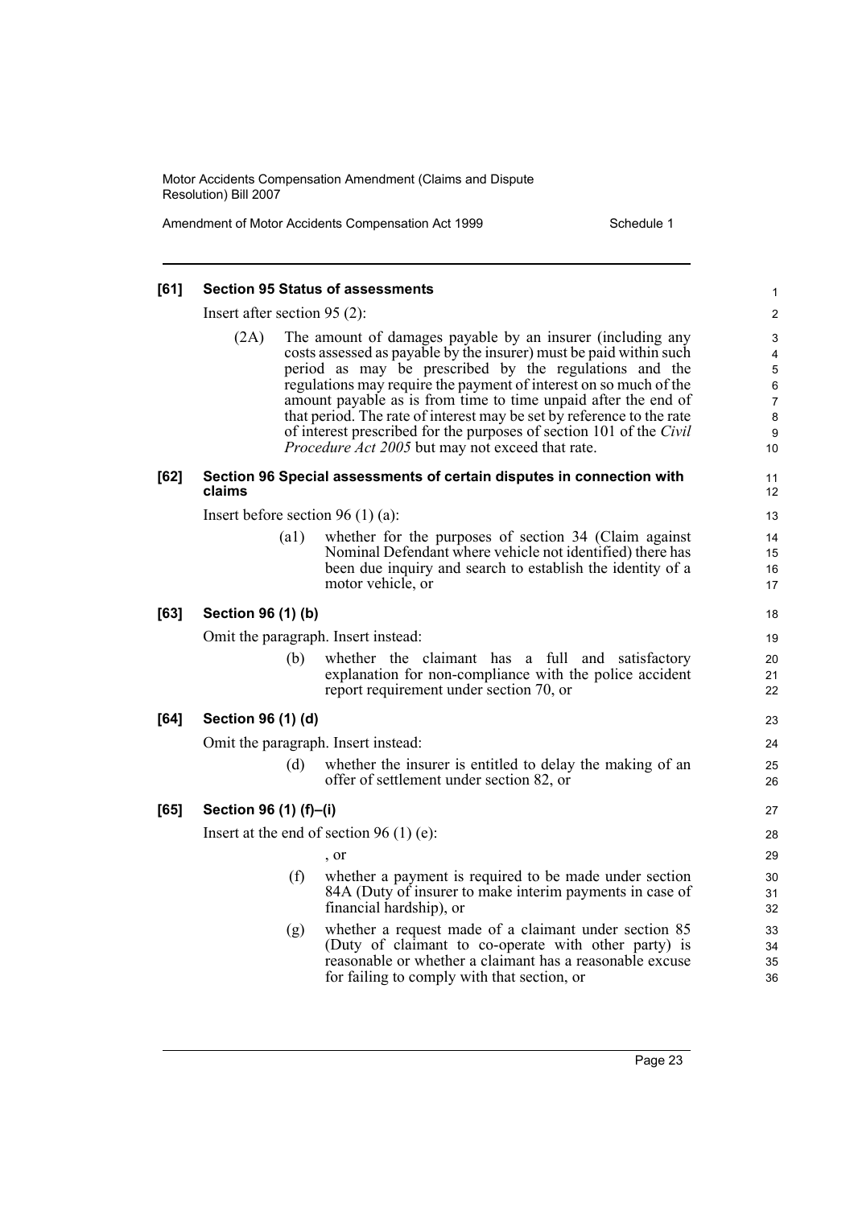**[61] Section 95 Status of assessments**

Insert after section 95 (2):

(2A) The amount of damages payable by an insurer (including any costs assessed as payable by the insurer) must be paid within such period as may be prescribed by the regulations and the regulations may require the payment of interest on so much of the amount payable as is from time to time unpaid after the end of that period. The rate of interest may be set by reference to the rate of interest prescribed for the purposes of section 101 of the *Civil Procedure Act 2005* but may not exceed that rate.

**[62] Section 96 Special assessments of certain disputes in connection with claims**

Insert before section 96 (1) (a):

(a1) whether for the purposes of section 34 (Claim against Nominal Defendant where vehicle not identified) there has been due inquiry and search to establish the identity of a motor vehicle, or

**[63] Section 96 (1) (b)**

Omit the paragraph. Insert instead:

(b) whether the claimant has a full and satisfactory explanation for non-compliance with the police accident report requirement under section 70, or

**[64] Section 96 (1) (d)**

Omit the paragraph. Insert instead:

(d) whether the insurer is entitled to delay the making of an offer of settlement under section 82, or

**[65] Section 96 (1) (f)–(i)**

Insert at the end of section 96 (1) (e):

, or

(f) whether a payment is required to be made under section 84A (Duty of insurer to make interim payments in case of financial hardship), or

(g) whether a request made of a claimant under section 85 (Duty of claimant to co-operate with other party) is reasonable or whether a claimant has a reasonable excuse for failing to comply with that section, or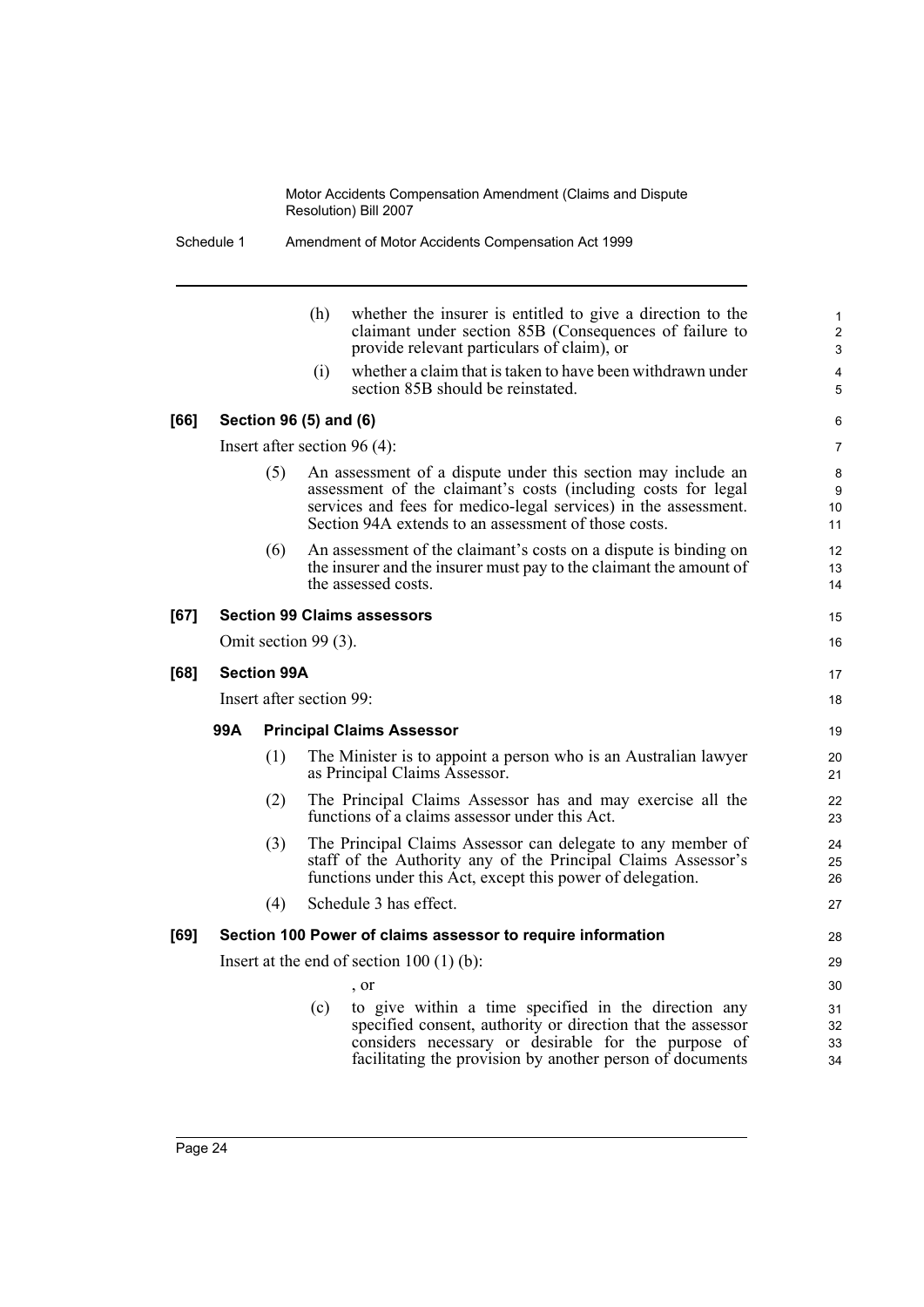(h) whether the insurer is entitled to give a direction to the claimant under section 85B (Consequences of failure to provide relevant particulars of claim), or

(i) whether a claim that is taken to have been withdrawn under section 85B should be reinstated.

**[66] Section 96 (5) and (6)**

Insert after section 96 (4):

(5) An assessment of a dispute under this section may include an assessment of the claimant's costs (including costs for legal services and fees for medico-legal services) in the assessment. Section 94A extends to an assessment of those costs.

(6) An assessment of the claimant's costs on a dispute is binding on the insurer and the insurer must pay to the claimant the amount of the assessed costs.

**[67] Section 99 Claims assessors**

Omit section 99 (3).

**[68] Section 99A**

Insert after section 99:

**99A Principal Claims Assessor**

(1) The Minister is to appoint a person who is an Australian lawyer as Principal Claims Assessor.

(2) The Principal Claims Assessor has and may exercise all the functions of a claims assessor under this Act.

(3) The Principal Claims Assessor can delegate to any member of staff of the Authority any of the Principal Claims Assessor's functions under this Act, except this power of delegation.

(4) Schedule 3 has effect.

**[69] Section 100 Power of claims assessor to require information**

Insert at the end of section 100 (1) (b):

, or

(c) to give within a time specified in the direction any specified consent, authority or direction that the assessor considers necessary or desirable for the purpose of facilitating the provision by another person of documents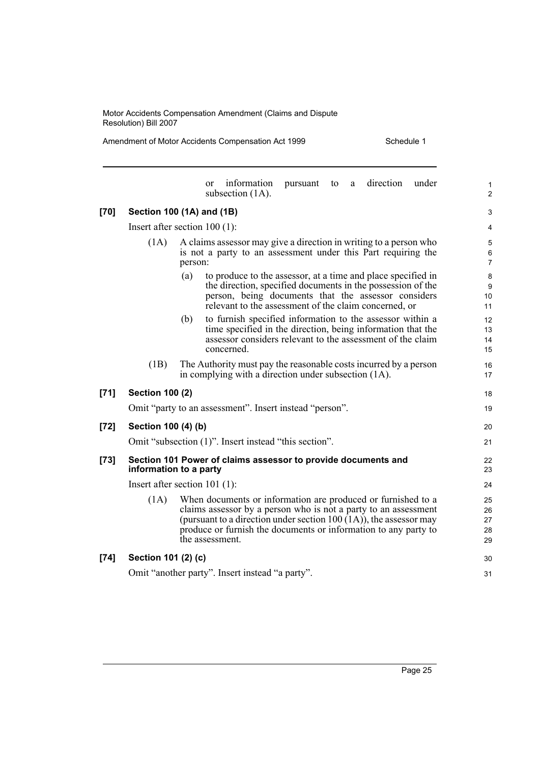or information pursuant to a direction under subsection (1A).

**[70] Section 100 (1A) and (1B)**

Insert after section 100 (1):

(1A) A claims assessor may give a direction in writing to a person who is not a party to an assessment under this Part requiring the person:

(a) to produce to the assessor, at a time and place specified in the direction, specified documents in the possession of the person, being documents that the assessor considers relevant to the assessment of the claim concerned, or

(b) to furnish specified information to the assessor within a time specified in the direction, being information that the assessor considers relevant to the assessment of the claim concerned.

(1B) The Authority must pay the reasonable costs incurred by a person in complying with a direction under subsection (1A).

**[71] Section 100 (2)**

Omit "party to an assessment". Insert instead "person".

**[72] Section 100 (4) (b)**

Omit "subsection (1)". Insert instead "this section".

**[73] Section 101 Power of claims assessor to provide documents and information to a party**

Insert after section 101 (1):

(1A) When documents or information are produced or furnished to a claims assessor by a person who is not a party to an assessment (pursuant to a direction under section 100 (1A)), the assessor may produce or furnish the documents or information to any party to the assessment.

**[74] Section 101 (2) (c)**

Omit "another party". Insert instead "a party".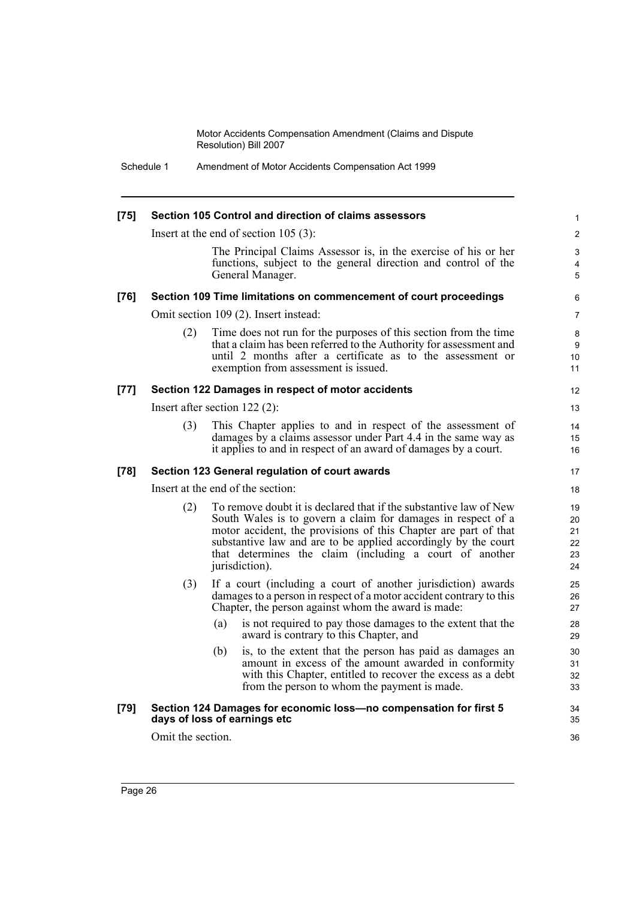**[75] Section 105 Control and direction of claims assessors**

Insert at the end of section 105 (3):

> The Principal Claims Assessor is, in the exercise of his or her functions, subject to the general direction and control of the General Manager.

**[76] Section 109 Time limitations on commencement of court proceedings**

Omit section 109 (2). Insert instead:

> (2) Time does not run for the purposes of this section from the time that a claim has been referred to the Authority for assessment and until 2 months after a certificate as to the assessment or exemption from assessment is issued.

**[77] Section 122 Damages in respect of motor accidents**

Insert after section 122 (2):

> (3) This Chapter applies to and in respect of the assessment of damages by a claims assessor under Part 4.4 in the same way as it applies to and in respect of an award of damages by a court.

**[78] Section 123 General regulation of court awards**

Insert at the end of the section:

> (2) To remove doubt it is declared that if the substantive law of New South Wales is to govern a claim for damages in respect of a motor accident, the provisions of this Chapter are part of that substantive law and are to be applied accordingly by the court that determines the claim (including a court of another jurisdiction).
>
> (3) If a court (including a court of another jurisdiction) awards damages to a person in respect of a motor accident contrary to this Chapter, the person against whom the award is made:
>
> (a) is not required to pay those damages to the extent that the award is contrary to this Chapter, and
>
> (b) is, to the extent that the person has paid as damages an amount in excess of the amount awarded in conformity with this Chapter, entitled to recover the excess as a debt from the person to whom the payment is made.

**[79] Section 124 Damages for economic loss—no compensation for first 5 days of loss of earnings etc**

Omit the section.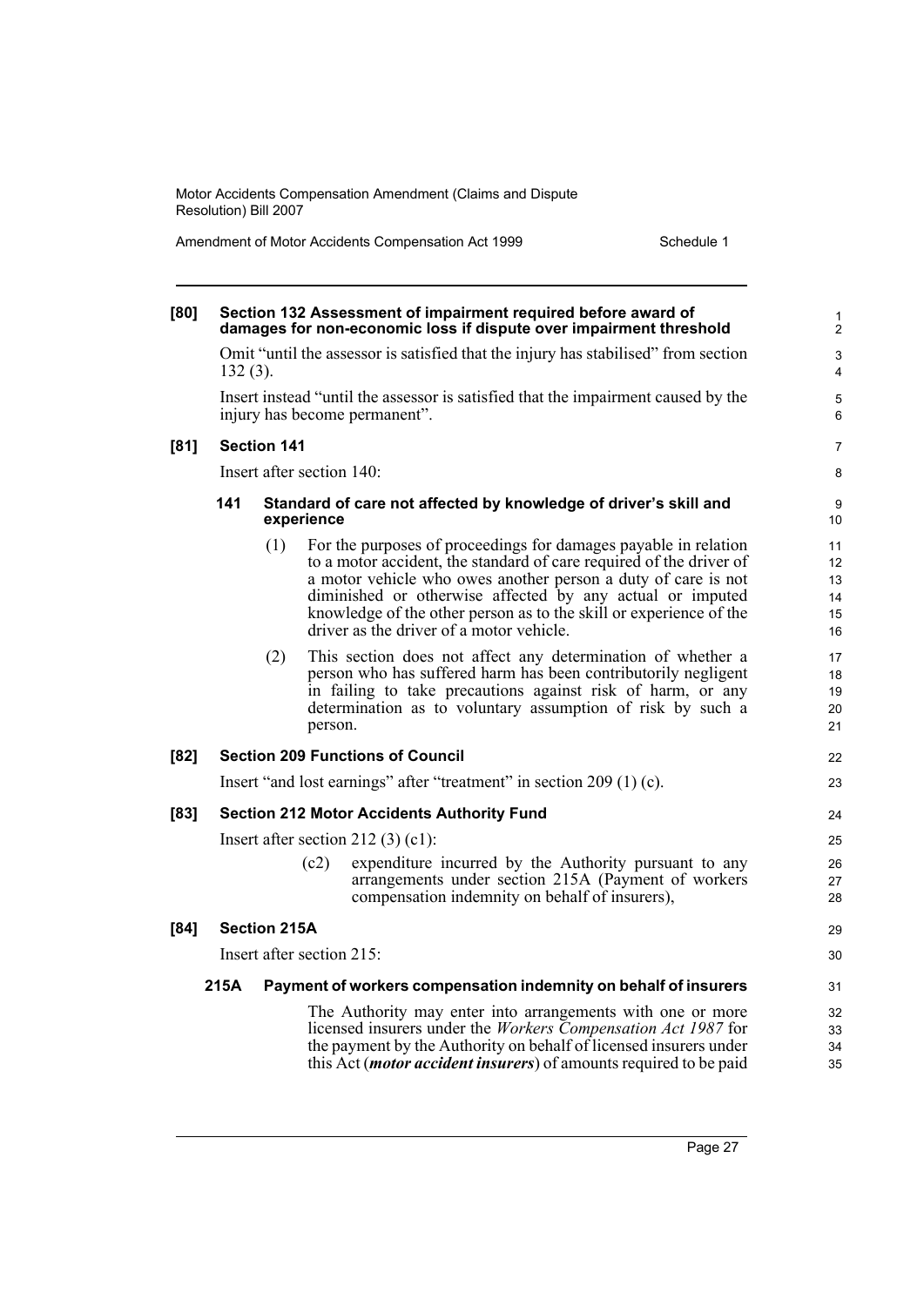**[80] Section 132 Assessment of impairment required before award of damages for non-economic loss if dispute over impairment threshold**

Omit "until the assessor is satisfied that the injury has stabilised" from section 132 (3).

Insert instead "until the assessor is satisfied that the impairment caused by the injury has become permanent".

**[81] Section 141**

Insert after section 140:

**141 Standard of care not affected by knowledge of driver's skill and experience**

(1) For the purposes of proceedings for damages payable in relation to a motor accident, the standard of care required of the driver of a motor vehicle who owes another person a duty of care is not diminished or otherwise affected by any actual or imputed knowledge of the other person as to the skill or experience of the driver as the driver of a motor vehicle.

(2) This section does not affect any determination of whether a person who has suffered harm has been contributorily negligent in failing to take precautions against risk of harm, or any determination as to voluntary assumption of risk by such a person.

**[82] Section 209 Functions of Council**

Insert "and lost earnings" after "treatment" in section 209 (1) (c).

**[83] Section 212 Motor Accidents Authority Fund**

Insert after section 212 (3) (c1):

(c2) expenditure incurred by the Authority pursuant to any arrangements under section 215A (Payment of workers compensation indemnity on behalf of insurers),

**[84] Section 215A**

Insert after section 215:

**215A Payment of workers compensation indemnity on behalf of insurers**

The Authority may enter into arrangements with one or more licensed insurers under the *Workers Compensation Act 1987* for the payment by the Authority on behalf of licensed insurers under this Act (***motor accident insurers***) of amounts required to be paid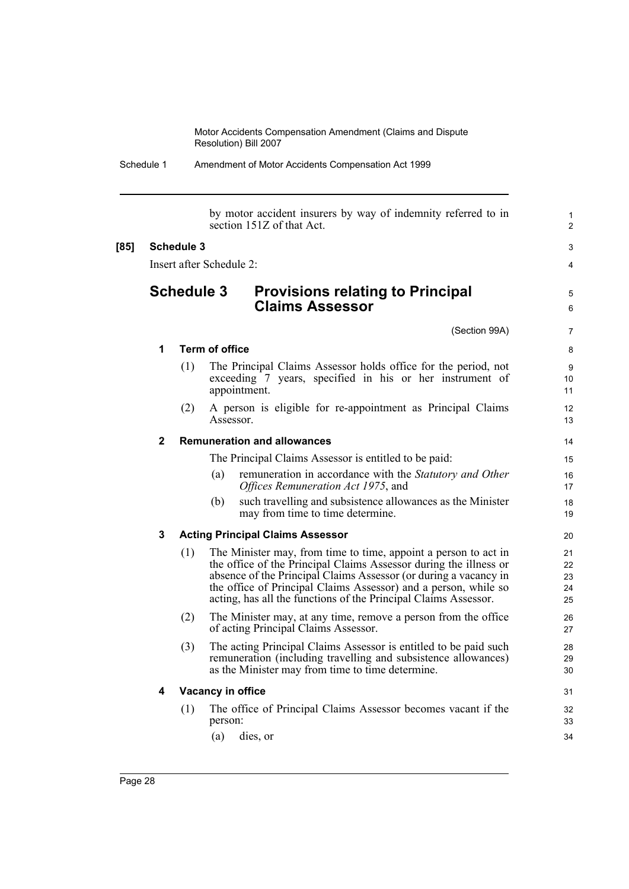by motor accident insurers by way of indemnity referred to in section 151Z of that Act.

**[85] Schedule 3**

Insert after Schedule 2:

# Schedule 3 Provisions relating to Principal Claims Assessor

(Section 99A)

### 1 Term of office

(1) The Principal Claims Assessor holds office for the period, not exceeding 7 years, specified in his or her instrument of appointment.

(2) A person is eligible for re-appointment as Principal Claims Assessor.

### 2 Remuneration and allowances

The Principal Claims Assessor is entitled to be paid:

(a) remuneration in accordance with the *Statutory and Other Offices Remuneration Act 1975*, and

(b) such travelling and subsistence allowances as the Minister may from time to time determine.

### 3 Acting Principal Claims Assessor

(1) The Minister may, from time to time, appoint a person to act in the office of the Principal Claims Assessor during the illness or absence of the Principal Claims Assessor (or during a vacancy in the office of Principal Claims Assessor) and a person, while so acting, has all the functions of the Principal Claims Assessor.

(2) The Minister may, at any time, remove a person from the office of acting Principal Claims Assessor.

(3) The acting Principal Claims Assessor is entitled to be paid such remuneration (including travelling and subsistence allowances) as the Minister may from time to time determine.

### 4 Vacancy in office

(1) The office of Principal Claims Assessor becomes vacant if the person:

(a) dies, or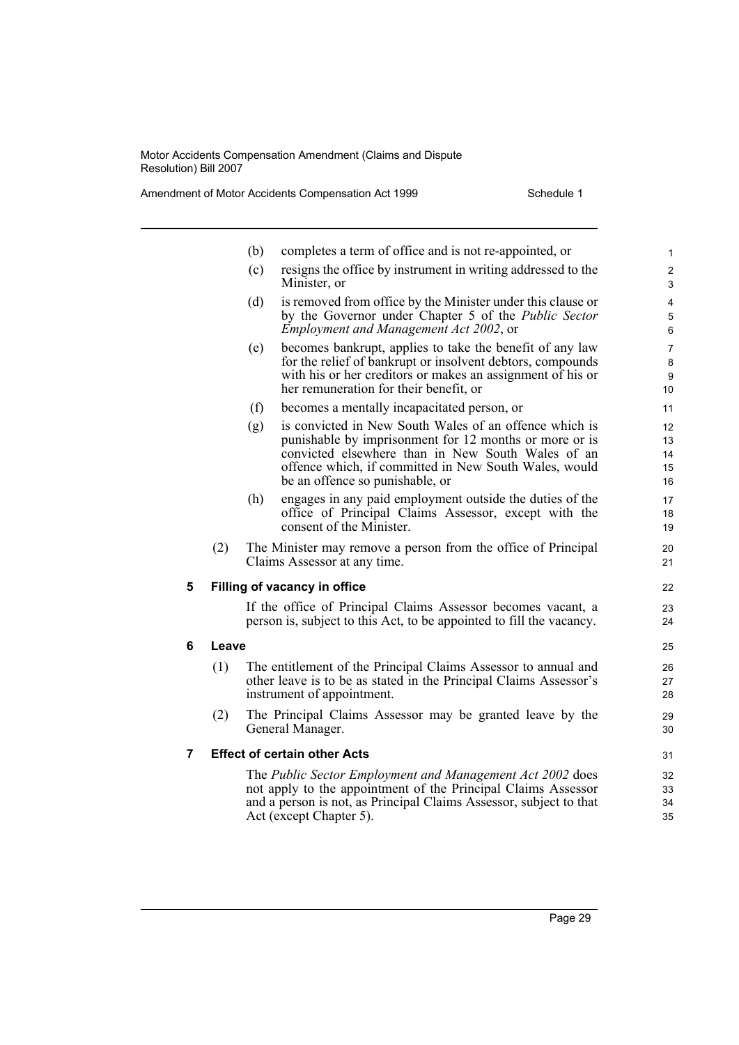(b) completes a term of office and is not re-appointed, or

(c) resigns the office by instrument in writing addressed to the Minister, or

(d) is removed from office by the Minister under this clause or by the Governor under Chapter 5 of the *Public Sector Employment and Management Act 2002*, or

(e) becomes bankrupt, applies to take the benefit of any law for the relief of bankrupt or insolvent debtors, compounds with his or her creditors or makes an assignment of his or her remuneration for their benefit, or

(f) becomes a mentally incapacitated person, or

(g) is convicted in New South Wales of an offence which is punishable by imprisonment for 12 months or more or is convicted elsewhere than in New South Wales of an offence which, if committed in New South Wales, would be an offence so punishable, or

(h) engages in any paid employment outside the duties of the office of Principal Claims Assessor, except with the consent of the Minister.

(2) The Minister may remove a person from the office of Principal Claims Assessor at any time.

**5 Filling of vacancy in office**

If the office of Principal Claims Assessor becomes vacant, a person is, subject to this Act, to be appointed to fill the vacancy.

**6 Leave**

(1) The entitlement of the Principal Claims Assessor to annual and other leave is to be as stated in the Principal Claims Assessor's instrument of appointment.

(2) The Principal Claims Assessor may be granted leave by the General Manager.

**7 Effect of certain other Acts**

The *Public Sector Employment and Management Act 2002* does not apply to the appointment of the Principal Claims Assessor and a person is not, as Principal Claims Assessor, subject to that Act (except Chapter 5).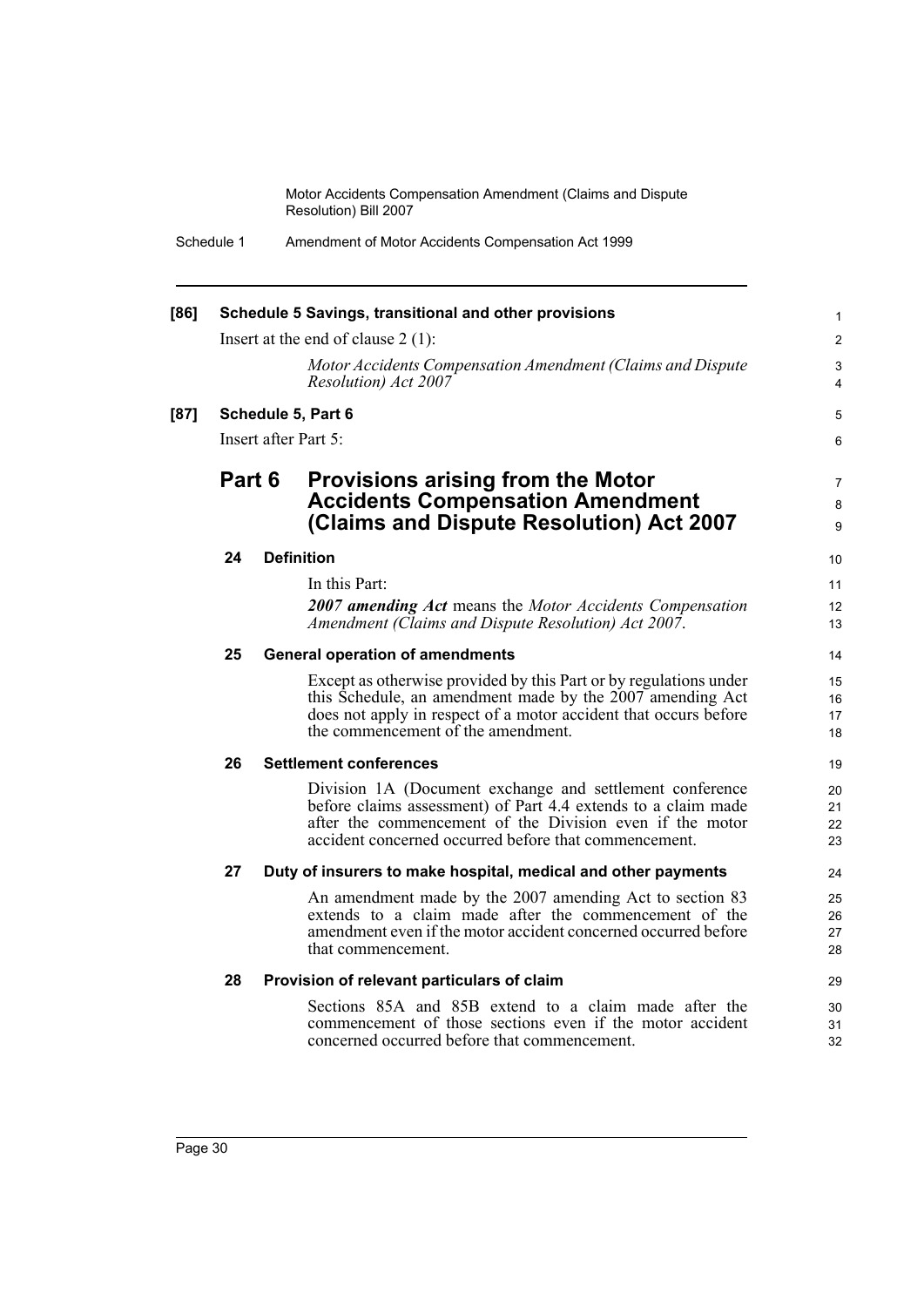**[86] Schedule 5 Savings, transitional and other provisions**

Insert at the end of clause 2 (1):

*Motor Accidents Compensation Amendment (Claims and Dispute Resolution) Act 2007*

**[87] Schedule 5, Part 6**

Insert after Part 5:

## Part 6 Provisions arising from the Motor Accidents Compensation Amendment (Claims and Dispute Resolution) Act 2007

### 24 Definition

In this Part:

***2007 amending Act*** means the *Motor Accidents Compensation Amendment (Claims and Dispute Resolution) Act 2007*.

### 25 General operation of amendments

Except as otherwise provided by this Part or by regulations under this Schedule, an amendment made by the 2007 amending Act does not apply in respect of a motor accident that occurs before the commencement of the amendment.

### 26 Settlement conferences

Division 1A (Document exchange and settlement conference before claims assessment) of Part 4.4 extends to a claim made after the commencement of the Division even if the motor accident concerned occurred before that commencement.

### 27 Duty of insurers to make hospital, medical and other payments

An amendment made by the 2007 amending Act to section 83 extends to a claim made after the commencement of the amendment even if the motor accident concerned occurred before that commencement.

### 28 Provision of relevant particulars of claim

Sections 85A and 85B extend to a claim made after the commencement of those sections even if the motor accident concerned occurred before that commencement.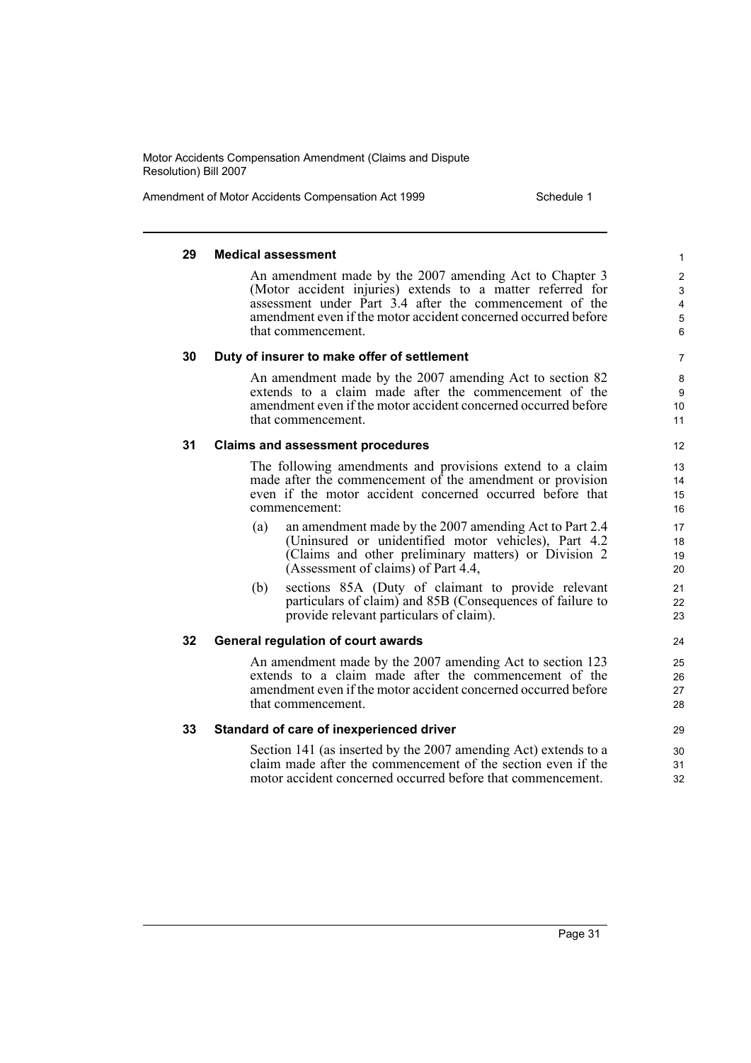### 29 Medical assessment

An amendment made by the 2007 amending Act to Chapter 3 (Motor accident injuries) extends to a matter referred for assessment under Part 3.4 after the commencement of the amendment even if the motor accident concerned occurred before that commencement.

### 30 Duty of insurer to make offer of settlement

An amendment made by the 2007 amending Act to section 82 extends to a claim made after the commencement of the amendment even if the motor accident concerned occurred before that commencement.

### 31 Claims and assessment procedures

The following amendments and provisions extend to a claim made after the commencement of the amendment or provision even if the motor accident concerned occurred before that commencement:

(a) an amendment made by the 2007 amending Act to Part 2.4 (Uninsured or unidentified motor vehicles), Part 4.2 (Claims and other preliminary matters) or Division 2 (Assessment of claims) of Part 4.4,

(b) sections 85A (Duty of claimant to provide relevant particulars of claim) and 85B (Consequences of failure to provide relevant particulars of claim).

### 32 General regulation of court awards

An amendment made by the 2007 amending Act to section 123 extends to a claim made after the commencement of the amendment even if the motor accident concerned occurred before that commencement.

### 33 Standard of care of inexperienced driver

Section 141 (as inserted by the 2007 amending Act) extends to a claim made after the commencement of the section even if the motor accident concerned occurred before that commencement.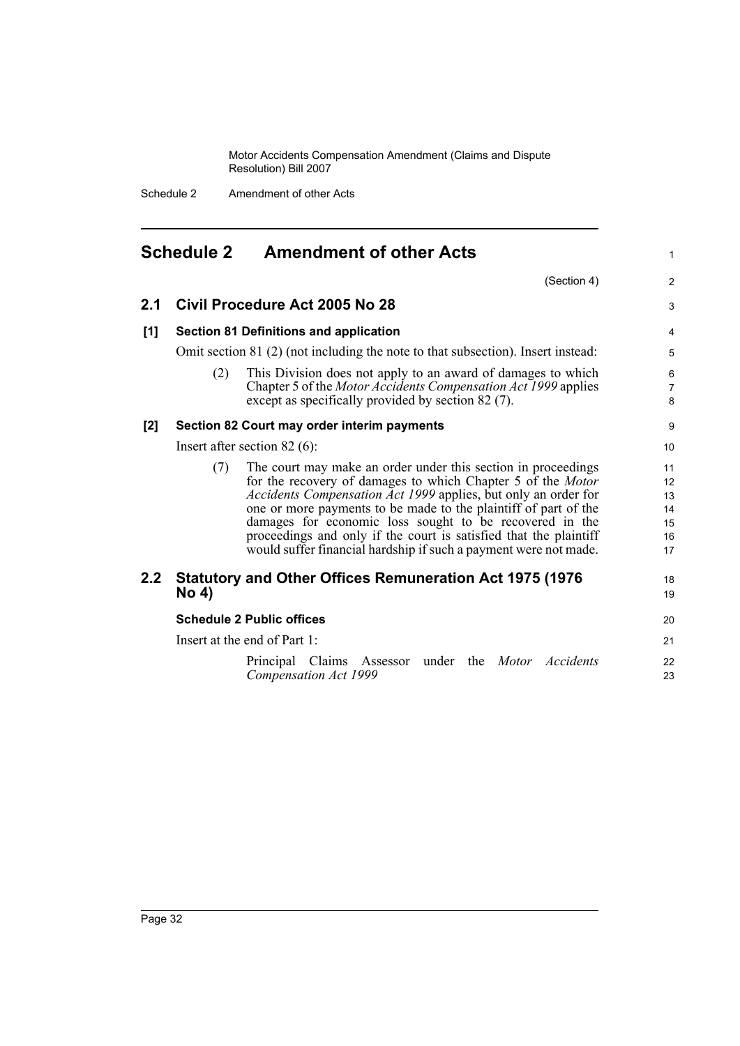## Schedule 2 Amendment of other Acts

(Section 4)

### 2.1 Civil Procedure Act 2005 No 28

**[1] Section 81 Definitions and application**

Omit section 81 (2) (not including the note to that subsection). Insert instead:

(2) This Division does not apply to an award of damages to which Chapter 5 of the *Motor Accidents Compensation Act 1999* applies except as specifically provided by section 82 (7).

**[2] Section 82 Court may order interim payments**

Insert after section 82 (6):

(7) The court may make an order under this section in proceedings for the recovery of damages to which Chapter 5 of the *Motor Accidents Compensation Act 1999* applies, but only an order for one or more payments to be made to the plaintiff of part of the damages for economic loss sought to be recovered in the proceedings and only if the court is satisfied that the plaintiff would suffer financial hardship if such a payment were not made.

### 2.2 Statutory and Other Offices Remuneration Act 1975 (1976 No 4)

**Schedule 2 Public offices**

Insert at the end of Part 1:

Principal Claims Assessor under the *Motor Accidents Compensation Act 1999*